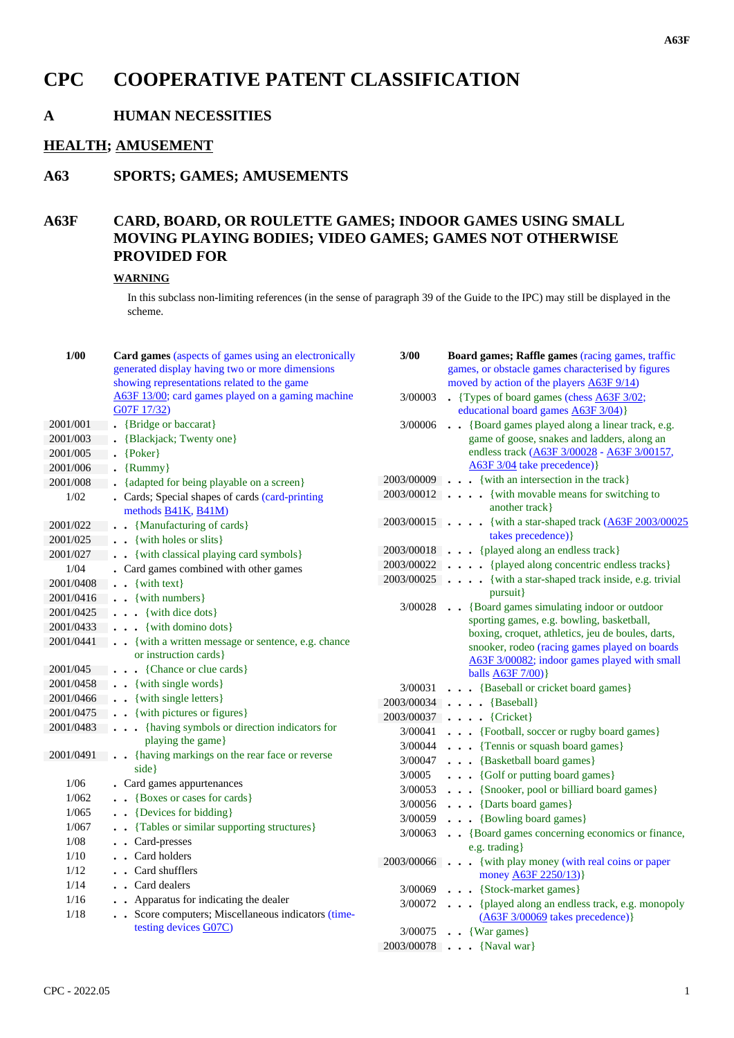# CPC COOPERATIVE PATENT CLASSIFICATION

## A HUMAN NECESSITIES

## HEALTH; AMUSEMENT

## A63 SPORTS; GAMES; AMUSEMENTS

## A63F CARD, BOARD, OR ROULETTE GAMES; INDOOR GAMES USING SMALL MOVING PLAYING BODIES; VIDEO GAMES; GAMES NOT OTHERWISE PROVIDED FOR

**WARNING**

In this subclass non-limiting references (in the sense of paragraph 39 of the Guide to the IPC) may still be displayed in the scheme.

| | |
|---|---|
| **1/00** | **Card games** (aspects of games using an electronically generated display having two or more dimensions showing representations related to the game A63F 13/00; card games played on a gaming machine G07F 17/32) |
| 2001/001 | . {Bridge or baccarat} |
| 2001/003 | . {Blackjack; Twenty one} |
| 2001/005 | . {Poker} |
| 2001/006 | . {Rummy} |
| 2001/008 | . {adapted for being playable on a screen} |
| 1/02 | . Cards; Special shapes of cards (card-printing methods B41K, B41M) |
| 2001/022 | . . {Manufacturing of cards} |
| 2001/025 | . . {with holes or slits} |
| 2001/027 | . . {with classical playing card symbols} |
| 1/04 | . Card games combined with other games |
| 2001/0408 | . . {with text} |
| 2001/0416 | . . {with numbers} |
| 2001/0425 | . . . {with dice dots} |
| 2001/0433 | . . . {with domino dots} |
| 2001/0441 | . . {with a written message or sentence, e.g. chance or instruction cards} |
| 2001/045 | . . . {Chance or clue cards} |
| 2001/0458 | . . {with single words} |
| 2001/0466 | . . {with single letters} |
| 2001/0475 | . . {with pictures or figures} |
| 2001/0483 | . . . {having symbols or direction indicators for playing the game} |
| 2001/0491 | . . {having markings on the rear face or reverse side} |
| 1/06 | . Card games appurtenances |
| 1/062 | . . {Boxes or cases for cards} |
| 1/065 | . . {Devices for bidding} |
| 1/067 | . . {Tables or similar supporting structures} |
| 1/08 | . . Card-presses |
| 1/10 | . . Card holders |
| 1/12 | . . Card shufflers |
| 1/14 | . . Card dealers |
| 1/16 | . . Apparatus for indicating the dealer |
| 1/18 | . . Score computers; Miscellaneous indicators (time-testing devices G07C) |
| **3/00** | **Board games; Raffle games** (racing games, traffic games, or obstacle games characterised by figures moved by action of the players A63F 9/14) |
| 3/00003 | . {Types of board games (chess A63F 3/02; educational board games A63F 3/04)} |
| 3/00006 | . . {Board games played along a linear track, e.g. game of goose, snakes and ladders, along an endless track (A63F 3/00028 - A63F 3/00157, A63F 3/04 take precedence)} |
| 2003/00009 | . . . {with an intersection in the track} |
| 2003/00012 | . . . . {with movable means for switching to another track} |
| 2003/00015 | . . . . {with a star-shaped track (A63F 2003/00025 takes precedence)} |
| 2003/00018 | . . . {played along an endless track} |
| 2003/00022 | . . . . {played along concentric endless tracks} |
| 2003/00025 | . . . . {with a star-shaped track inside, e.g. trivial pursuit} |
| 3/00028 | . . {Board games simulating indoor or outdoor sporting games, e.g. bowling, basketball, boxing, croquet, athletics, jeu de boules, darts, snooker, rodeo (racing games played on boards A63F 3/00082; indoor games played with small balls A63F 7/00)} |
| 3/00031 | . . . {Baseball or cricket board games} |
| 2003/00034 | . . . . {Baseball} |
| 2003/00037 | . . . . {Cricket} |
| 3/00041 | . . . {Football, soccer or rugby board games} |
| 3/00044 | . . . {Tennis or squash board games} |
| 3/00047 | . . . {Basketball board games} |
| 3/0005 | . . . {Golf or putting board games} |
| 3/00053 | . . . {Snooker, pool or billiard board games} |
| 3/00056 | . . . {Darts board games} |
| 3/00059 | . . . {Bowling board games} |
| 3/00063 | . . {Board games concerning economics or finance, e.g. trading} |
| 2003/00066 | . . . {with play money (with real coins or paper money A63F 2250/13)} |
| 3/00069 | . . . {Stock-market games} |
| 3/00072 | . . . {played along an endless track, e.g. monopoly (A63F 3/00069 takes precedence)} |
| 3/00075 | . . {War games} |
| 2003/00078 | . . . {Naval war} |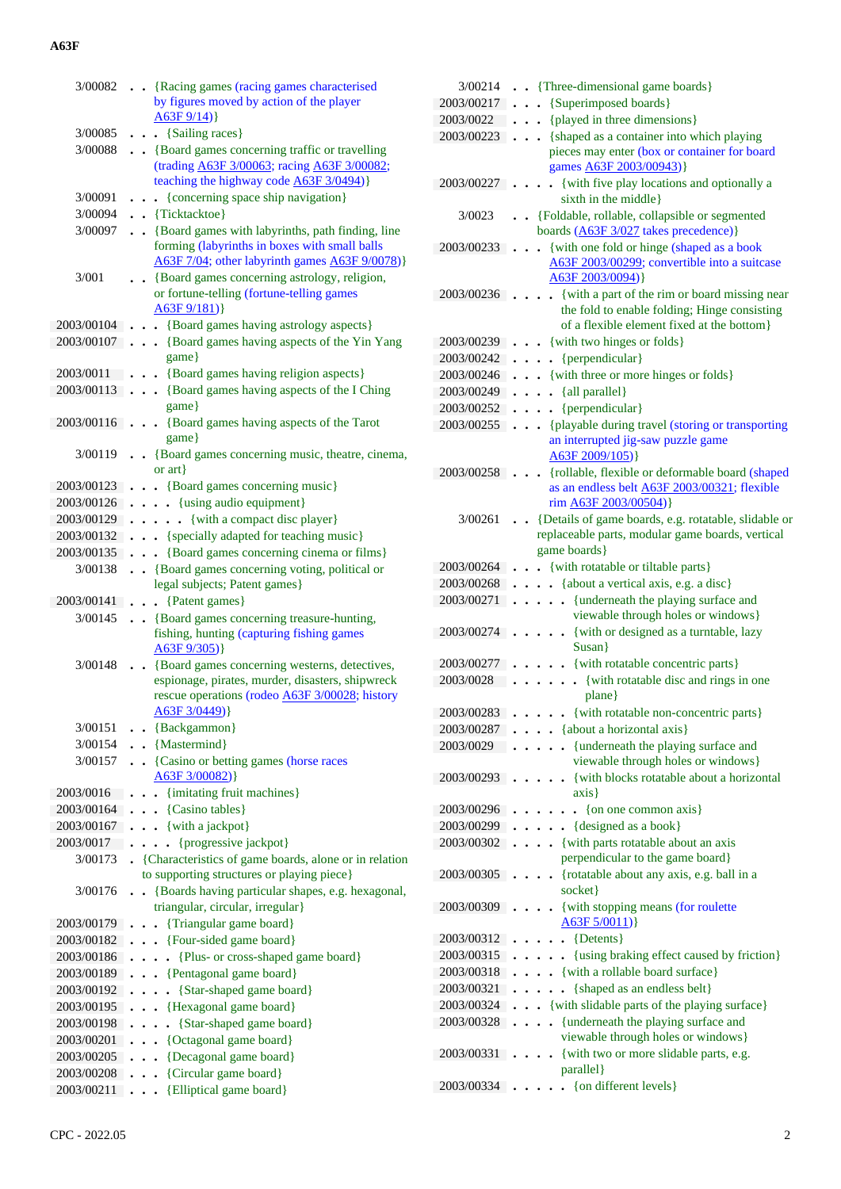| | | |
|---|---|---|
| 3/00082 | . . | {Racing games (racing games characterised by figures moved by action of the player A63F 9/14)} |
| 3/00085 | . . . | {Sailing races} |
| 3/00088 | . . | {Board games concerning traffic or travelling (trading A63F 3/00063; racing A63F 3/00082; teaching the highway code A63F 3/0494)} |
| 3/00091 | . . . | {concerning space ship navigation} |
| 3/00094 | . . | {Ticktacktoe} |
| 3/00097 | . . | {Board games with labyrinths, path finding, line forming (labyrinths in boxes with small balls A63F 7/04; other labyrinth games A63F 9/0078)} |
| 3/001 | . . | {Board games concerning astrology, religion, or fortune-telling (fortune-telling games A63F 9/181)} |
| 2003/00104 | . . . | {Board games having astrology aspects} |
| 2003/00107 | . . . | {Board games having aspects of the Yin Yang game} |
| 2003/0011 | . . . | {Board games having religion aspects} |
| 2003/00113 | . . . | {Board games having aspects of the I Ching game} |
| 2003/00116 | . . . | {Board games having aspects of the Tarot game} |
| 3/00119 | . . | {Board games concerning music, theatre, cinema, or art} |
| 2003/00123 | . . . | {Board games concerning music} |
| 2003/00126 | . . . . | {using audio equipment} |
| 2003/00129 | . . . . . | {with a compact disc player} |
| 2003/00132 | . . . | {specially adapted for teaching music} |
| 2003/00135 | . . . | {Board games concerning cinema or films} |
| 3/00138 | . . | {Board games concerning voting, political or legal subjects; Patent games} |
| 2003/00141 | . . . | {Patent games} |
| 3/00145 | . . | {Board games concerning treasure-hunting, fishing, hunting (capturing fishing games A63F 9/305)} |
| 3/00148 | . . | {Board games concerning westerns, detectives, espionage, pirates, murder, disasters, shipwreck rescue operations (rodeo A63F 3/00028; history A63F 3/0449)} |
| 3/00151 | . . | {Backgammon} |
| 3/00154 | . . | {Mastermind} |
| 3/00157 | . . | {Casino or betting games (horse races A63F 3/00082)} |
| 2003/0016 | . . . | {imitating fruit machines} |
| 2003/00164 | . . . | {Casino tables} |
| 2003/00167 | . . . | {with a jackpot} |
| 2003/0017 | . . . . | {progressive jackpot} |
| 3/00173 | . | {Characteristics of game boards, alone or in relation to supporting structures or playing piece} |
| 3/00176 | . . | {Boards having particular shapes, e.g. hexagonal, triangular, circular, irregular} |
| 2003/00179 | . . . | {Triangular game board} |
| 2003/00182 | . . . | {Four-sided game board} |
| 2003/00186 | . . . . | {Plus- or cross-shaped game board} |
| 2003/00189 | . . . | {Pentagonal game board} |
| 2003/00192 | . . . . | {Star-shaped game board} |
| 2003/00195 | . . . | {Hexagonal game board} |
| 2003/00198 | . . . . | {Star-shaped game board} |
| 2003/00201 | . . . | {Octagonal game board} |
| 2003/00205 | . . . | {Decagonal game board} |
| 2003/00208 | . . . | {Circular game board} |
| 2003/00211 | . . . | {Elliptical game board} |
| 3/00214 | . . | {Three-dimensional game boards} |
| 2003/00217 | . . . | {Superimposed boards} |
| 2003/0022 | . . . | {played in three dimensions} |
| 2003/00223 | . . . | {shaped as a container into which playing pieces may enter (box or container for board games A63F 2003/00943)} |
| 2003/00227 | . . . . | {with five play locations and optionally a sixth in the middle} |
| 3/0023 | . . | {Foldable, rollable, collapsible or segmented boards (A63F 3/027 takes precedence)} |
| 2003/00233 | . . . | {with one fold or hinge (shaped as a book A63F 2003/00299; convertible into a suitcase A63F 2003/0094)} |
| 2003/00236 | . . . . | {with a part of the rim or board missing near the fold to enable folding; Hinge consisting of a flexible element fixed at the bottom} |
| 2003/00239 | . . . | {with two hinges or folds} |
| 2003/00242 | . . . . | {perpendicular} |
| 2003/00246 | . . . | {with three or more hinges or folds} |
| 2003/00249 | . . . . | {all parallel} |
| 2003/00252 | . . . . | {perpendicular} |
| 2003/00255 | . . . | {playable during travel (storing or transporting an interrupted jig-saw puzzle game A63F 2009/105)} |
| 2003/00258 | . . . | {rollable, flexible or deformable board (shaped as an endless belt A63F 2003/00321; flexible rim A63F 2003/00504)} |
| 3/00261 | . . | {Details of game boards, e.g. rotatable, slidable or replaceable parts, modular game boards, vertical game boards} |
| 2003/00264 | . . . | {with rotatable or tiltable parts} |
| 2003/00268 | . . . . | {about a vertical axis, e.g. a disc} |
| 2003/00271 | . . . . . | {underneath the playing surface and viewable through holes or windows} |
| 2003/00274 | . . . . . | {with or designed as a turntable, lazy Susan} |
| 2003/00277 | . . . . . | {with rotatable concentric parts} |
| 2003/0028 | . . . . . . | {with rotatable disc and rings in one plane} |
| 2003/00283 | . . . . . | {with rotatable non-concentric parts} |
| 2003/00287 | . . . . | {about a horizontal axis} |
| 2003/0029 | . . . . . | {underneath the playing surface and viewable through holes or windows} |
| 2003/00293 | . . . . . | {with blocks rotatable about a horizontal axis} |
| 2003/00296 | . . . . . . | {on one common axis} |
| 2003/00299 | . . . . . | {designed as a book} |
| 2003/00302 | . . . . | {with parts rotatable about an axis perpendicular to the game board} |
| 2003/00305 | . . . . | {rotatable about any axis, e.g. ball in a socket} |
| 2003/00309 | . . . . | {with stopping means (for roulette A63F 5/0011)} |
| 2003/00312 | . . . . . | {Detents} |
| 2003/00315 | . . . . . | {using braking effect caused by friction} |
| 2003/00318 | . . . . | {with a rollable board surface} |
| 2003/00321 | . . . . . | {shaped as an endless belt} |
| 2003/00324 | . . . | {with slidable parts of the playing surface} |
| 2003/00328 | . . . . | {underneath the playing surface and viewable through holes or windows} |
| 2003/00331 | . . . . | {with two or more slidable parts, e.g. parallel} |
| 2003/00334 | . . . . . | {on different levels} |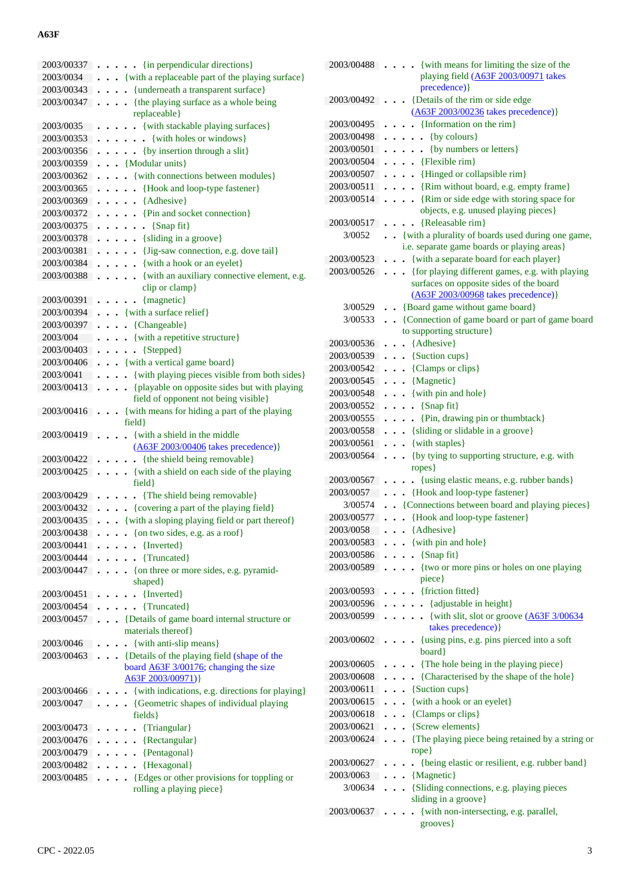A63F

| | | |
|---|---|---|
| 2003/00337 | . . . . . | {in perpendicular directions} |
| 2003/0034 | . . . | {with a replaceable part of the playing surface} |
| 2003/00343 | . . . . | {underneath a transparent surface} |
| 2003/00347 | . . . . | {the playing surface as a whole being replaceable} |
| 2003/0035 | . . . . . | {with stackable playing surfaces} |
| 2003/00353 | . . . . . . | {with holes or windows} |
| 2003/00356 | . . . . . | {by insertion through a slit} |
| 2003/00359 | . . . | {Modular units} |
| 2003/00362 | . . . . | {with connections between modules} |
| 2003/00365 | . . . . . | {Hook and loop-type fastener} |
| 2003/00369 | . . . . . | {Adhesive} |
| 2003/00372 | . . . . . | {Pin and socket connection} |
| 2003/00375 | . . . . . . | {Snap fit} |
| 2003/00378 | . . . . . | {sliding in a groove} |
| 2003/00381 | . . . . . | {Jig-saw connection, e.g. dove tail} |
| 2003/00384 | . . . . . | {with a hook or an eyelet} |
| 2003/00388 | . . . . . | {with an auxiliary connective element, e.g. clip or clamp} |
| 2003/00391 | . . . . . | {magnetic} |
| 2003/00394 | . . . | {with a surface relief} |
| 2003/00397 | . . . . | {Changeable} |
| 2003/004 | . . . . | {with a repetitive structure} |
| 2003/00403 | . . . . . | {Stepped} |
| 2003/00406 | . . . | {with a vertical game board} |
| 2003/0041 | . . . . | {with playing pieces visible from both sides} |
| 2003/00413 | . . . . | {playable on opposite sides but with playing field of opponent not being visible} |
| 2003/00416 | . . . | {with means for hiding a part of the playing field} |
| 2003/00419 | . . . . | {with a shield in the middle (A63F 2003/00406 takes precedence)} |
| 2003/00422 | . . . . . | {the shield being removable} |
| 2003/00425 | . . . . | {with a shield on each side of the playing field} |
| 2003/00429 | . . . . . | {The shield being removable} |
| 2003/00432 | . . . . | {covering a part of the playing field} |
| 2003/00435 | . . . | {with a sloping playing field or part thereof} |
| 2003/00438 | . . . . | {on two sides, e.g. as a roof} |
| 2003/00441 | . . . . . | {Inverted} |
| 2003/00444 | . . . . . | {Truncated} |
| 2003/00447 | . . . . | {on three or more sides, e.g. pyramid-shaped} |
| 2003/00451 | . . . . . | {Inverted} |
| 2003/00454 | . . . . . | {Truncated} |
| 2003/00457 | . . . | {Details of game board internal structure or materials thereof} |
| 2003/0046 | . . . . | {with anti-slip means} |
| 2003/00463 | . . . | {Details of the playing field (shape of the board A63F 3/00176; changing the size A63F 2003/00971)} |
| 2003/00466 | . . . . | {with indications, e.g. directions for playing} |
| 2003/0047 | . . . . | {Geometric shapes of individual playing fields} |
| 2003/00473 | . . . . . | {Triangular} |
| 2003/00476 | . . . . . | {Rectangular} |
| 2003/00479 | . . . . . | {Pentagonal} |
| 2003/00482 | . . . . . | {Hexagonal} |
| 2003/00485 | . . . . | {Edges or other provisions for toppling or rolling a playing piece} |
| 2003/00488 | . . . . | {with means for limiting the size of the playing field (A63F 2003/00971 takes precedence)} |
| 2003/00492 | . . . | {Details of the rim or side edge (A63F 2003/00236 takes precedence)} |
| 2003/00495 | . . . . | {Information on the rim} |
| 2003/00498 | . . . . . | {by colours} |
| 2003/00501 | . . . . . | {by numbers or letters} |
| 2003/00504 | . . . . | {Flexible rim} |
| 2003/00507 | . . . . | {Hinged or collapsible rim} |
| 2003/00511 | . . . . | {Rim without board, e.g. empty frame} |
| 2003/00514 | . . . . | {Rim or side edge with storing space for objects, e.g. unused playing pieces} |
| 2003/00517 | . . . . | {Releasable rim} |
| 3/0052 | . . | {with a plurality of boards used during one game, i.e. separate game boards or playing areas} |
| 2003/00523 | . . . | {with a separate board for each player} |
| 2003/00526 | . . . | {for playing different games, e.g. with playing surfaces on opposite sides of the board (A63F 2003/00968 takes precedence)} |
| 3/00529 | . . | {Board game without game board} |
| 3/00533 | . . | {Connection of game board or part of game board to supporting structure} |
| 2003/00536 | . . . | {Adhesive} |
| 2003/00539 | . . . | {Suction cups} |
| 2003/00542 | . . . | {Clamps or clips} |
| 2003/00545 | . . . | {Magnetic} |
| 2003/00548 | . . . | {with pin and hole} |
| 2003/00552 | . . . . | {Snap fit} |
| 2003/00555 | . . . . | {Pin, drawing pin or thumbtack} |
| 2003/00558 | . . . | {sliding or slidable in a groove} |
| 2003/00561 | . . . | {with staples} |
| 2003/00564 | . . . | {by tying to supporting structure, e.g. with ropes} |
| 2003/00567 | . . . . | {using elastic means, e.g. rubber bands} |
| 2003/0057 | . . . | {Hook and loop-type fastener} |
| 3/00574 | . . | {Connections between board and playing pieces} |
| 2003/00577 | . . . | {Hook and loop-type fastener} |
| 2003/0058 | . . . | {Adhesive} |
| 2003/00583 | . . . | {with pin and hole} |
| 2003/00586 | . . . . | {Snap fit} |
| 2003/00589 | . . . . | {two or more pins or holes on one playing piece} |
| 2003/00593 | . . . . | {friction fitted} |
| 2003/00596 | . . . . . | {adjustable in height} |
| 2003/00599 | . . . . . | {with slit, slot or groove (A63F 3/00634 takes precedence)} |
| 2003/00602 | . . . . | {using pins, e.g. pins pierced into a soft board} |
| 2003/00605 | . . . . | {The hole being in the playing piece} |
| 2003/00608 | . . . . | {Characterised by the shape of the hole} |
| 2003/00611 | . . . | {Suction cups} |
| 2003/00615 | . . . | {with a hook or an eyelet} |
| 2003/00618 | . . . | {Clamps or clips} |
| 2003/00621 | . . . | {Screw elements} |
| 2003/00624 | . . . | {The playing piece being retained by a string or rope} |
| 2003/00627 | . . . . | {being elastic or resilient, e.g. rubber band} |
| 2003/0063 | . . . | {Magnetic} |
| 3/00634 | . . . | {Sliding connections, e.g. playing pieces sliding in a groove} |
| 2003/00637 | . . . . | {with non-intersecting, e.g. parallel, grooves} |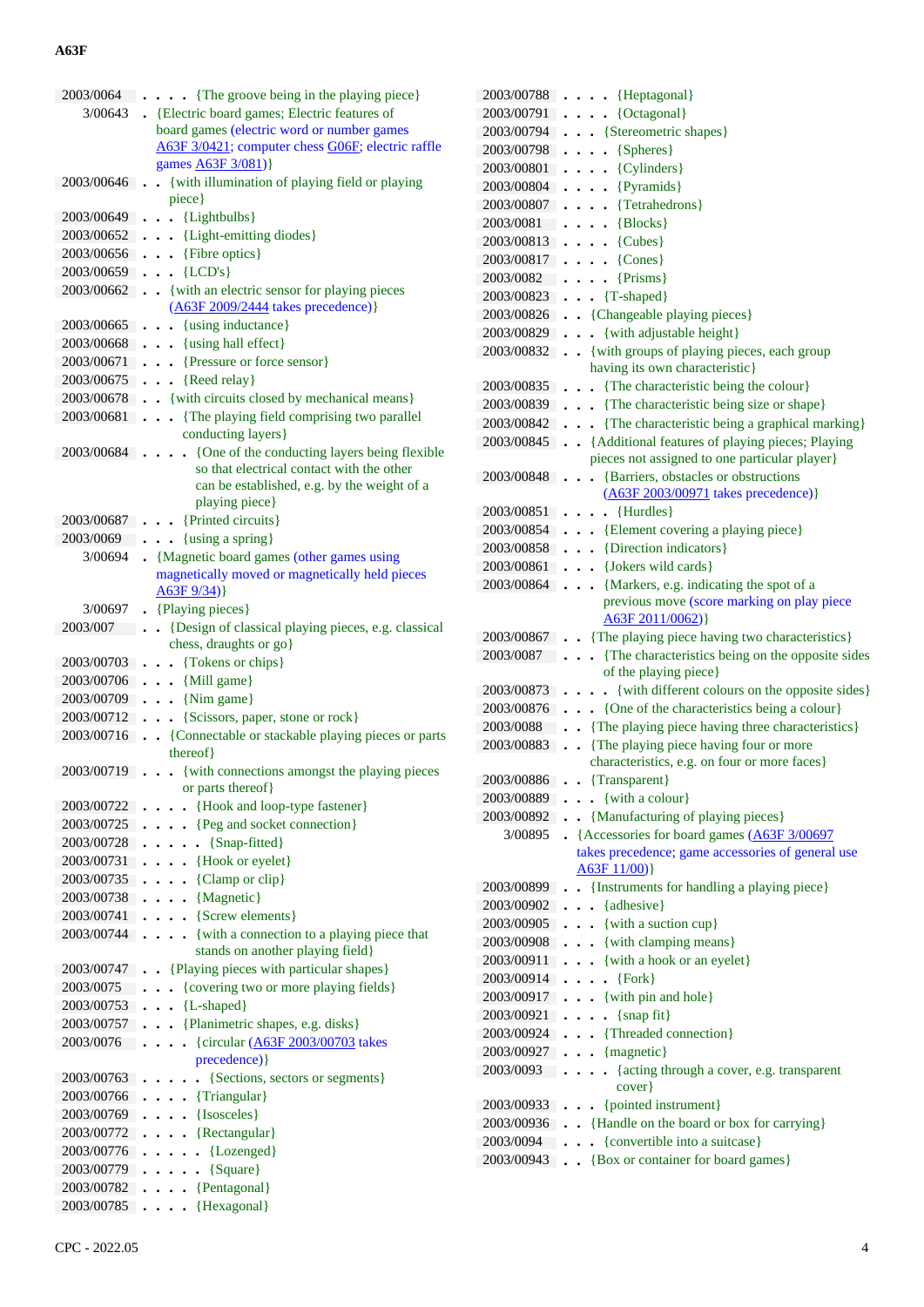| | |
|---|---|
| 2003/0064 | . . . . {The groove being in the playing piece} |
| 3/00643 | . {Electric board games; Electric features of board games (electric word or number games A63F 3/0421; computer chess G06F; electric raffle games A63F 3/081)} |
| 2003/00646 | . . {with illumination of playing field or playing piece} |
| 2003/00649 | . . . {Lightbulbs} |
| 2003/00652 | . . . {Light-emitting diodes} |
| 2003/00656 | . . . {Fibre optics} |
| 2003/00659 | . . . {LCD's} |
| 2003/00662 | . . {with an electric sensor for playing pieces (A63F 2009/2444 takes precedence)} |
| 2003/00665 | . . . {using inductance} |
| 2003/00668 | . . . {using hall effect} |
| 2003/00671 | . . . {Pressure or force sensor} |
| 2003/00675 | . . . {Reed relay} |
| 2003/00678 | . . {with circuits closed by mechanical means} |
| 2003/00681 | . . . {The playing field comprising two parallel conducting layers} |
| 2003/00684 | . . . . {One of the conducting layers being flexible so that electrical contact with the other can be established, e.g. by the weight of a playing piece} |
| 2003/00687 | . . . {Printed circuits} |
| 2003/0069 | . . . {using a spring} |
| 3/00694 | . {Magnetic board games (other games using magnetically moved or magnetically held pieces A63F 9/34)} |
| 3/00697 | . {Playing pieces} |
| 2003/007 | . . {Design of classical playing pieces, e.g. classical chess, draughts or go} |
| 2003/00703 | . . . {Tokens or chips} |
| 2003/00706 | . . . {Mill game} |
| 2003/00709 | . . . {Nim game} |
| 2003/00712 | . . . {Scissors, paper, stone or rock} |
| 2003/00716 | . . {Connectable or stackable playing pieces or parts thereof} |
| 2003/00719 | . . . {with connections amongst the playing pieces or parts thereof} |
| 2003/00722 | . . . . {Hook and loop-type fastener} |
| 2003/00725 | . . . . {Peg and socket connection} |
| 2003/00728 | . . . . . {Snap-fitted} |
| 2003/00731 | . . . . {Hook or eyelet} |
| 2003/00735 | . . . . {Clamp or clip} |
| 2003/00738 | . . . . {Magnetic} |
| 2003/00741 | . . . . {Screw elements} |
| 2003/00744 | . . . . {with a connection to a playing piece that stands on another playing field} |
| 2003/00747 | . . {Playing pieces with particular shapes} |
| 2003/0075 | . . . {covering two or more playing fields} |
| 2003/00753 | . . . {L-shaped} |
| 2003/00757 | . . . {Planimetric shapes, e.g. disks} |
| 2003/0076 | . . . . {circular (A63F 2003/00703 takes precedence)} |
| 2003/00763 | . . . . . {Sections, sectors or segments} |
| 2003/00766 | . . . . {Triangular} |
| 2003/00769 | . . . . {Isosceles} |
| 2003/00772 | . . . . {Rectangular} |
| 2003/00776 | . . . . . {Lozenged} |
| 2003/00779 | . . . . . {Square} |
| 2003/00782 | . . . . {Pentagonal} |
| 2003/00785 | . . . . {Hexagonal} |
| 2003/00788 | . . . . {Heptagonal} |
| 2003/00791 | . . . . {Octagonal} |
| 2003/00794 | . . . {Stereometric shapes} |
| 2003/00798 | . . . . {Spheres} |
| 2003/00801 | . . . . {Cylinders} |
| 2003/00804 | . . . . {Pyramids} |
| 2003/00807 | . . . . {Tetrahedrons} |
| 2003/0081 | . . . . {Blocks} |
| 2003/00813 | . . . . {Cubes} |
| 2003/00817 | . . . . {Cones} |
| 2003/0082 | . . . . {Prisms} |
| 2003/00823 | . . . {T-shaped} |
| 2003/00826 | . . {Changeable playing pieces} |
| 2003/00829 | . . . {with adjustable height} |
| 2003/00832 | . . {with groups of playing pieces, each group having its own characteristic} |
| 2003/00835 | . . . {The characteristic being the colour} |
| 2003/00839 | . . . {The characteristic being size or shape} |
| 2003/00842 | . . . {The characteristic being a graphical marking} |
| 2003/00845 | . . {Additional features of playing pieces; Playing pieces not assigned to one particular player} |
| 2003/00848 | . . . {Barriers, obstacles or obstructions (A63F 2003/00971 takes precedence)} |
| 2003/00851 | . . . . {Hurdles} |
| 2003/00854 | . . . {Element covering a playing piece} |
| 2003/00858 | . . . {Direction indicators} |
| 2003/00861 | . . . {Jokers wild cards} |
| 2003/00864 | . . . {Markers, e.g. indicating the spot of a previous move (score marking on play piece A63F 2011/0062)} |
| 2003/00867 | . . {The playing piece having two characteristics} |
| 2003/0087 | . . . {The characteristics being on the opposite sides of the playing piece} |
| 2003/00873 | . . . . {with different colours on the opposite sides} |
| 2003/00876 | . . . {One of the characteristics being a colour} |
| 2003/0088 | . . {The playing piece having three characteristics} |
| 2003/00883 | . . {The playing piece having four or more characteristics, e.g. on four or more faces} |
| 2003/00886 | . . {Transparent} |
| 2003/00889 | . . . {with a colour} |
| 2003/00892 | . . {Manufacturing of playing pieces} |
| 3/00895 | . {Accessories for board games (A63F 3/00697 takes precedence; game accessories of general use A63F 11/00)} |
| 2003/00899 | . . {Instruments for handling a playing piece} |
| 2003/00902 | . . . {adhesive} |
| 2003/00905 | . . . {with a suction cup} |
| 2003/00908 | . . . {with clamping means} |
| 2003/00911 | . . . {with a hook or an eyelet} |
| 2003/00914 | . . . . {Fork} |
| 2003/00917 | . . . {with pin and hole} |
| 2003/00921 | . . . . {snap fit} |
| 2003/00924 | . . . {Threaded connection} |
| 2003/00927 | . . . {magnetic} |
| 2003/0093 | . . . . {acting through a cover, e.g. transparent cover} |
| 2003/00933 | . . . {pointed instrument} |
| 2003/00936 | . . {Handle on the board or box for carrying} |
| 2003/0094 | . . . {convertible into a suitcase} |
| 2003/00943 | . . {Box or container for board games} |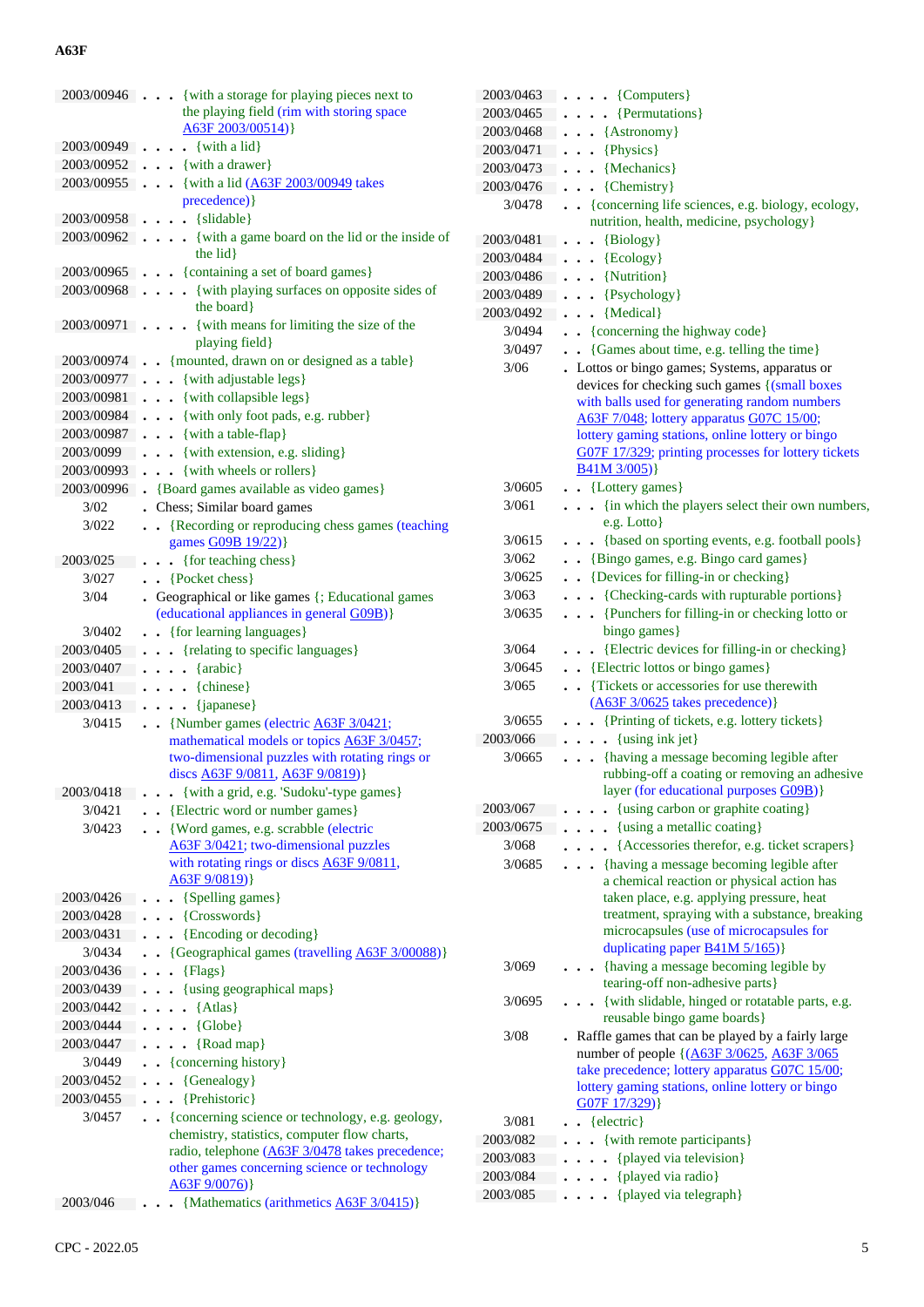| | |
|---|---|
| 2003/00946 | . . . {with a storage for playing pieces next to the playing field (rim with storing space A63F 2003/00514)} |
| 2003/00949 | . . . . {with a lid} |
| 2003/00952 | . . . {with a drawer} |
| 2003/00955 | . . . {with a lid (A63F 2003/00949 takes precedence)} |
| 2003/00958 | . . . . {slidable} |
| 2003/00962 | . . . . {with a game board on the lid or the inside of the lid} |
| 2003/00965 | . . . {containing a set of board games} |
| 2003/00968 | . . . . {with playing surfaces on opposite sides of the board} |
| 2003/00971 | . . . . {with means for limiting the size of the playing field} |
| 2003/00974 | . . {mounted, drawn on or designed as a table} |
| 2003/00977 | . . . {with adjustable legs} |
| 2003/00981 | . . . {with collapsible legs} |
| 2003/00984 | . . . {with only foot pads, e.g. rubber} |
| 2003/00987 | . . . {with a table-flap} |
| 2003/0099 | . . . {with extension, e.g. sliding} |
| 2003/00993 | . . . {with wheels or rollers} |
| 2003/00996 | . {Board games available as video games} |
| 3/02 | . Chess; Similar board games |
| 3/022 | . . {Recording or reproducing chess games (teaching games G09B 19/22)} |
| 2003/025 | . . . {for teaching chess} |
| 3/027 | . . {Pocket chess} |
| 3/04 | . Geographical or like games {; Educational games (educational appliances in general G09B)} |
| 3/0402 | . . {for learning languages} |
| 2003/0405 | . . . {relating to specific languages} |
| 2003/0407 | . . . . {arabic} |
| 2003/041 | . . . . {chinese} |
| 2003/0413 | . . . . {japanese} |
| 3/0415 | . . {Number games (electric A63F 3/0421; mathematical models or topics A63F 3/0457; two-dimensional puzzles with rotating rings or discs A63F 9/0811, A63F 9/0819)} |
| 2003/0418 | . . . {with a grid, e.g. 'Sudoku'-type games} |
| 3/0421 | . . {Electric word or number games} |
| 3/0423 | . . {Word games, e.g. scrabble (electric A63F 3/0421; two-dimensional puzzles with rotating rings or discs A63F 9/0811, A63F 9/0819)} |
| 2003/0426 | . . . {Spelling games} |
| 2003/0428 | . . . {Crosswords} |
| 2003/0431 | . . . {Encoding or decoding} |
| 3/0434 | . . {Geographical games (travelling A63F 3/00088)} |
| 2003/0436 | . . . {Flags} |
| 2003/0439 | . . . {using geographical maps} |
| 2003/0442 | . . . . {Atlas} |
| 2003/0444 | . . . . {Globe} |
| 2003/0447 | . . . . {Road map} |
| 3/0449 | . . {concerning history} |
| 2003/0452 | . . . {Genealogy} |
| 2003/0455 | . . . {Prehistoric} |
| 3/0457 | . . {concerning science or technology, e.g. geology, chemistry, statistics, computer flow charts, radio, telephone (A63F 3/0478 takes precedence; other games concerning science or technology A63F 9/0076)} |
| 2003/046 | . . . {Mathematics (arithmetics A63F 3/0415)} |
| 2003/0463 | . . . . {Computers} |
| 2003/0465 | . . . . {Permutations} |
| 2003/0468 | . . . {Astronomy} |
| 2003/0471 | . . . {Physics} |
| 2003/0473 | . . . {Mechanics} |
| 2003/0476 | . . . {Chemistry} |
| 3/0478 | . . {concerning life sciences, e.g. biology, ecology, nutrition, health, medicine, psychology} |
| 2003/0481 | . . . {Biology} |
| 2003/0484 | . . . {Ecology} |
| 2003/0486 | . . . {Nutrition} |
| 2003/0489 | . . . {Psychology} |
| 2003/0492 | . . . {Medical} |
| 3/0494 | . . {concerning the highway code} |
| 3/0497 | . . {Games about time, e.g. telling the time} |
| 3/06 | . Lottos or bingo games; Systems, apparatus or devices for checking such games {(small boxes with balls used for generating random numbers A63F 7/048; lottery apparatus G07C 15/00; lottery gaming stations, online lottery or bingo G07F 17/329; printing processes for lottery tickets B41M 3/005)} |
| 3/0605 | . . {Lottery games} |
| 3/061 | . . . {in which the players select their own numbers, e.g. Lotto} |
| 3/0615 | . . . {based on sporting events, e.g. football pools} |
| 3/062 | . . {Bingo games, e.g. Bingo card games} |
| 3/0625 | . . {Devices for filling-in or checking} |
| 3/063 | . . . {Checking-cards with rupturable portions} |
| 3/0635 | . . . {Punchers for filling-in or checking lotto or bingo games} |
| 3/064 | . . . {Electric devices for filling-in or checking} |
| 3/0645 | . . {Electric lottos or bingo games} |
| 3/065 | . . {Tickets or accessories for use therewith (A63F 3/0625 takes precedence)} |
| 3/0655 | . . . {Printing of tickets, e.g. lottery tickets} |
| 2003/066 | . . . . {using ink jet} |
| 3/0665 | . . . {having a message becoming legible after rubbing-off a coating or removing an adhesive layer (for educational purposes G09B)} |
| 2003/067 | . . . . {using carbon or graphite coating} |
| 2003/0675 | . . . . {using a metallic coating} |
| 3/068 | . . . . {Accessories therefor, e.g. ticket scrapers} |
| 3/0685 | . . . {having a message becoming legible after a chemical reaction or physical action has taken place, e.g. applying pressure, heat treatment, spraying with a substance, breaking microcapsules (use of microcapsules for duplicating paper B41M 5/165)} |
| 3/069 | . . . {having a message becoming legible by tearing-off non-adhesive parts} |
| 3/0695 | . . . {with slidable, hinged or rotatable parts, e.g. reusable bingo game boards} |
| 3/08 | . Raffle games that can be played by a fairly large number of people {(A63F 3/0625, A63F 3/065 take precedence; lottery apparatus G07C 15/00; lottery gaming stations, online lottery or bingo G07F 17/329)} |
| 3/081 | . . {electric} |
| 2003/082 | . . . {with remote participants} |
| 2003/083 | . . . . {played via television} |
| 2003/084 | . . . . {played via radio} |
| 2003/085 | . . . . {played via telegraph} |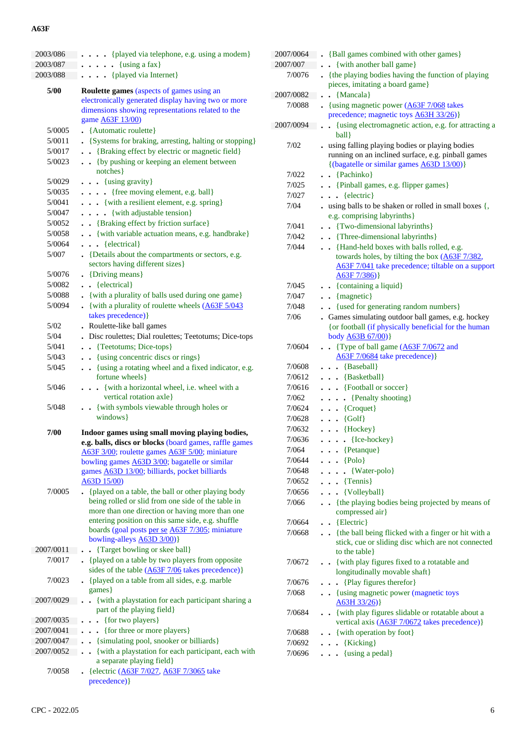| | |
|---|---|
| 2003/086 | . . . . {played via telephone, e.g. using a modem} |
| 2003/087 | . . . . . {using a fax} |
| 2003/088 | . . . . {played via Internet} |
| **5/00** | **Roulette games** (aspects of games using an electronically generated display having two or more dimensions showing representations related to the game A63F 13/00) |
| 5/0005 | . {Automatic roulette} |
| 5/0011 | . {Systems for braking, arresting, halting or stopping} |
| 5/0017 | . . {Braking effect by electric or magnetic field} |
| 5/0023 | . . {by pushing or keeping an element between notches} |
| 5/0029 | . . . {using gravity} |
| 5/0035 | . . . . {free moving element, e.g. ball} |
| 5/0041 | . . . {with a resilient element, e.g. spring} |
| 5/0047 | . . . . {with adjustable tension} |
| 5/0052 | . . {Braking effect by friction surface} |
| 5/0058 | . . {with variable actuation means, e.g. handbrake} |
| 5/0064 | . . . {electrical} |
| 5/007 | . {Details about the compartments or sectors, e.g. sectors having different sizes} |
| 5/0076 | . {Driving means} |
| 5/0082 | . . {electrical} |
| 5/0088 | . {with a plurality of balls used during one game} |
| 5/0094 | . {with a plurality of roulette wheels (A63F 5/043 takes precedence)} |
| 5/02 | . Roulette-like ball games |
| 5/04 | . Disc roulettes; Dial roulettes; Teetotums; Dice-tops |
| 5/041 | . . {Teetotums; Dice-tops} |
| 5/043 | . . {using concentric discs or rings} |
| 5/045 | . . {using a rotating wheel and a fixed indicator, e.g. fortune wheels} |
| 5/046 | . . . {with a horizontal wheel, i.e. wheel with a vertical rotation axle} |
| 5/048 | . . {with symbols viewable through holes or windows} |
| **7/00** | **Indoor games using small moving playing bodies, e.g. balls, discs or blocks** (board games, raffle games A63F 3/00; roulette games A63F 5/00; miniature bowling games A63D 3/00; bagatelle or similar games A63D 13/00; billiards, pocket billiards A63D 15/00) |
| 7/0005 | . {played on a table, the ball or other playing body being rolled or slid from one side of the table in more than one direction or having more than one entering position on this same side, e.g. shuffle boards (goal posts per se A63F 7/305; miniature bowling-alleys A63D 3/00)} |
| 2007/0011 | . . {Target bowling or skee ball} |
| 7/0017 | . {played on a table by two players from opposite sides of the table (A63F 7/06 takes precedence)} |
| 7/0023 | . {played on a table from all sides, e.g. marble games} |
| 2007/0029 | . . {with a playstation for each participant sharing a part of the playing field} |
| 2007/0035 | . . . {for two players} |
| 2007/0041 | . . . {for three or more players} |
| 2007/0047 | . . {simulating pool, snooker or billiards} |
| 2007/0052 | . . {with a playstation for each participant, each with a separate playing field} |
| 7/0058 | . {electric (A63F 7/027, A63F 7/3065 take precedence)} |
| 2007/0064 | . {Ball games combined with other games} |
| 2007/007 | . . {with another ball game} |
| 7/0076 | . {the playing bodies having the function of playing pieces, imitating a board game} |
| 2007/0082 | . . {Mancala} |
| 7/0088 | . {using magnetic power (A63F 7/068 takes precedence; magnetic toys A63H 33/26)} |
| 2007/0094 | . . {using electromagnetic action, e.g. for attracting a ball} |
| 7/02 | . using falling playing bodies or playing bodies running on an inclined surface, e.g. pinball games {(bagatelle or similar games A63D 13/00)} |
| 7/022 | . . {Pachinko} |
| 7/025 | . . {Pinball games, e.g. flipper games} |
| 7/027 | . . . {electric} |
| 7/04 | . using balls to be shaken or rolled in small boxes {, e.g. comprising labyrinths} |
| 7/041 | . . {Two-dimensional labyrinths} |
| 7/042 | . . {Three-dimensional labyrinths} |
| 7/044 | . . {Hand-held boxes with balls rolled, e.g. towards holes, by tilting the box (A63F 7/382, A63F 7/041 take precedence; tiltable on a support A63F 7/386)} |
| 7/045 | . . {containing a liquid} |
| 7/047 | . . {magnetic} |
| 7/048 | . . {used for generating random numbers} |
| 7/06 | . Games simulating outdoor ball games, e.g. hockey {or football (if physically beneficial for the human body A63B 67/00)} |
| 7/0604 | . . {Type of ball game (A63F 7/0672 and A63F 7/0684 take precedence)} |
| 7/0608 | . . . {Baseball} |
| 7/0612 | . . . {Basketball} |
| 7/0616 | . . . {Football or soccer} |
| 7/062 | . . . . {Penalty shooting} |
| 7/0624 | . . . {Croquet} |
| 7/0628 | . . . {Golf} |
| 7/0632 | . . . {Hockey} |
| 7/0636 | . . . . {Ice-hockey} |
| 7/064 | . . . {Petanque} |
| 7/0644 | . . . {Polo} |
| 7/0648 | . . . . {Water-polo} |
| 7/0652 | . . . {Tennis} |
| 7/0656 | . . . {Volleyball} |
| 7/066 | . . {the playing bodies being projected by means of compressed air} |
| 7/0664 | . . {Electric} |
| 7/0668 | . . {the ball being flicked with a finger or hit with a stick, cue or sliding disc which are not connected to the table} |
| 7/0672 | . . {with play figures fixed to a rotatable and longitudinally movable shaft} |
| 7/0676 | . . . {Play figures therefor} |
| 7/068 | . . {using magnetic power (magnetic toys A63H 33/26)} |
| 7/0684 | . . {with play figures slidable or rotatable about a vertical axis (A63F 7/0672 takes precedence)} |
| 7/0688 | . . {with operation by foot} |
| 7/0692 | . . . {Kicking} |
| 7/0696 | . . . {using a pedal} |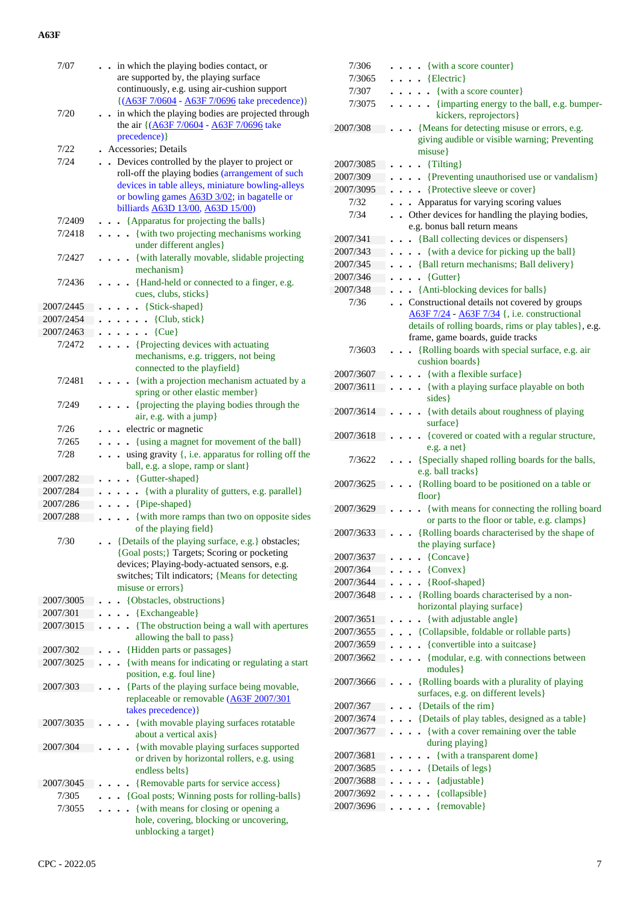| | |
|---|---|
| 7/07 | . . in which the playing bodies contact, or are supported by, the playing surface continuously, e.g. using air-cushion support {(A63F 7/0604 - A63F 7/0696 take precedence)} |
| 7/20 | . . in which the playing bodies are projected through the air {(A63F 7/0604 - A63F 7/0696 take precedence)} |
| 7/22 | . Accessories; Details |
| 7/24 | . . Devices controlled by the player to project or roll-off the playing bodies (arrangement of such devices in table alleys, miniature bowling-alleys or bowling games A63D 3/02; in bagatelle or billiards A63D 13/00, A63D 15/00) |
| 7/2409 | . . . {Apparatus for projecting the balls} |
| 7/2418 | . . . . {with two projecting mechanisms working under different angles} |
| 7/2427 | . . . . {with laterally movable, slidable projecting mechanism} |
| 7/2436 | . . . . {Hand-held or connected to a finger, e.g. cues, clubs, sticks} |
| 2007/2445 | . . . . . {Stick-shaped} |
| 2007/2454 | . . . . . . {Club, stick} |
| 2007/2463 | . . . . . . {Cue} |
| 7/2472 | . . . . {Projecting devices with actuating mechanisms, e.g. triggers, not being connected to the playfield} |
| 7/2481 | . . . . {with a projection mechanism actuated by a spring or other elastic member} |
| 7/249 | . . . . {projecting the playing bodies through the air, e.g. with a jump} |
| 7/26 | . . . electric or magnetic |
| 7/265 | . . . . {using a magnet for movement of the ball} |
| 7/28 | . . . using gravity {, i.e. apparatus for rolling off the ball, e.g. a slope, ramp or slant} |
| 2007/282 | . . . . {Gutter-shaped} |
| 2007/284 | . . . . . {with a plurality of gutters, e.g. parallel} |
| 2007/286 | . . . . {Pipe-shaped} |
| 2007/288 | . . . . {with more ramps than two on opposite sides of the playing field} |
| 7/30 | . . {Details of the playing surface, e.g.} obstacles; {Goal posts;} Targets; Scoring or pocketing devices; Playing-body-actuated sensors, e.g. switches; Tilt indicators; {Means for detecting misuse or errors} |
| 2007/3005 | . . . {Obstacles, obstructions} |
| 2007/301 | . . . . {Exchangeable} |
| 2007/3015 | . . . . {The obstruction being a wall with apertures allowing the ball to pass} |
| 2007/302 | . . . {Hidden parts or passages} |
| 2007/3025 | . . . {with means for indicating or regulating a start position, e.g. foul line} |
| 2007/303 | . . . {Parts of the playing surface being movable, replaceable or removable (A63F 2007/301 takes precedence)} |
| 2007/3035 | . . . . {with movable playing surfaces rotatable about a vertical axis} |
| 2007/304 | . . . . {with movable playing surfaces supported or driven by horizontal rollers, e.g. using endless belts} |
| 2007/3045 | . . . . {Removable parts for service access} |
| 7/305 | . . . {Goal posts; Winning posts for rolling-balls} |
| 7/3055 | . . . . {with means for closing or opening a hole, covering, blocking or uncovering, unblocking a target} |
| 7/306 | . . . . {with a score counter} |
| 7/3065 | . . . . {Electric} |
| 7/307 | . . . . . {with a score counter} |
| 7/3075 | . . . . . {imparting energy to the ball, e.g. bumper-kickers, reprojectors} |
| 2007/308 | . . . {Means for detecting misuse or errors, e.g. giving audible or visible warning; Preventing misuse} |
| 2007/3085 | . . . . {Tilting} |
| 2007/309 | . . . . {Preventing unauthorised use or vandalism} |
| 2007/3095 | . . . . {Protective sleeve or cover} |
| 7/32 | . . . Apparatus for varying scoring values |
| 7/34 | . . Other devices for handling the playing bodies, e.g. bonus ball return means |
| 2007/341 | . . . {Ball collecting devices or dispensers} |
| 2007/343 | . . . . {with a device for picking up the ball} |
| 2007/345 | . . . {Ball return mechanisms; Ball delivery} |
| 2007/346 | . . . . {Gutter} |
| 2007/348 | . . . {Anti-blocking devices for balls} |
| 7/36 | . . Constructional details not covered by groups A63F 7/24 - A63F 7/34 {, i.e. constructional details of rolling boards, rims or play tables}, e.g. frame, game boards, guide tracks |
| 7/3603 | . . . {Rolling boards with special surface, e.g. air cushion boards} |
| 2007/3607 | . . . . {with a flexible surface} |
| 2007/3611 | . . . . {with a playing surface playable on both sides} |
| 2007/3614 | . . . . {with details about roughness of playing surface} |
| 2007/3618 | . . . . {covered or coated with a regular structure, e.g. a net} |
| 7/3622 | . . . {Specially shaped rolling boards for the balls, e.g. ball tracks} |
| 2007/3625 | . . . {Rolling board to be positioned on a table or floor} |
| 2007/3629 | . . . . {with means for connecting the rolling board or parts to the floor or table, e.g. clamps} |
| 2007/3633 | . . . {Rolling boards characterised by the shape of the playing surface} |
| 2007/3637 | . . . . {Concave} |
| 2007/364 | . . . . {Convex} |
| 2007/3644 | . . . . {Roof-shaped} |
| 2007/3648 | . . . {Rolling boards characterised by a non-horizontal playing surface} |
| 2007/3651 | . . . . {with adjustable angle} |
| 2007/3655 | . . . {Collapsible, foldable or rollable parts} |
| 2007/3659 | . . . . {convertible into a suitcase} |
| 2007/3662 | . . . . {modular, e.g. with connections between modules} |
| 2007/3666 | . . . {Rolling boards with a plurality of playing surfaces, e.g. on different levels} |
| 2007/367 | . . . {Details of the rim} |
| 2007/3674 | . . . {Details of play tables, designed as a table} |
| 2007/3677 | . . . . {with a cover remaining over the table during playing} |
| 2007/3681 | . . . . . {with a transparent dome} |
| 2007/3685 | . . . . {Details of legs} |
| 2007/3688 | . . . . . {adjustable} |
| 2007/3692 | . . . . . {collapsible} |
| 2007/3696 | . . . . . {removable} |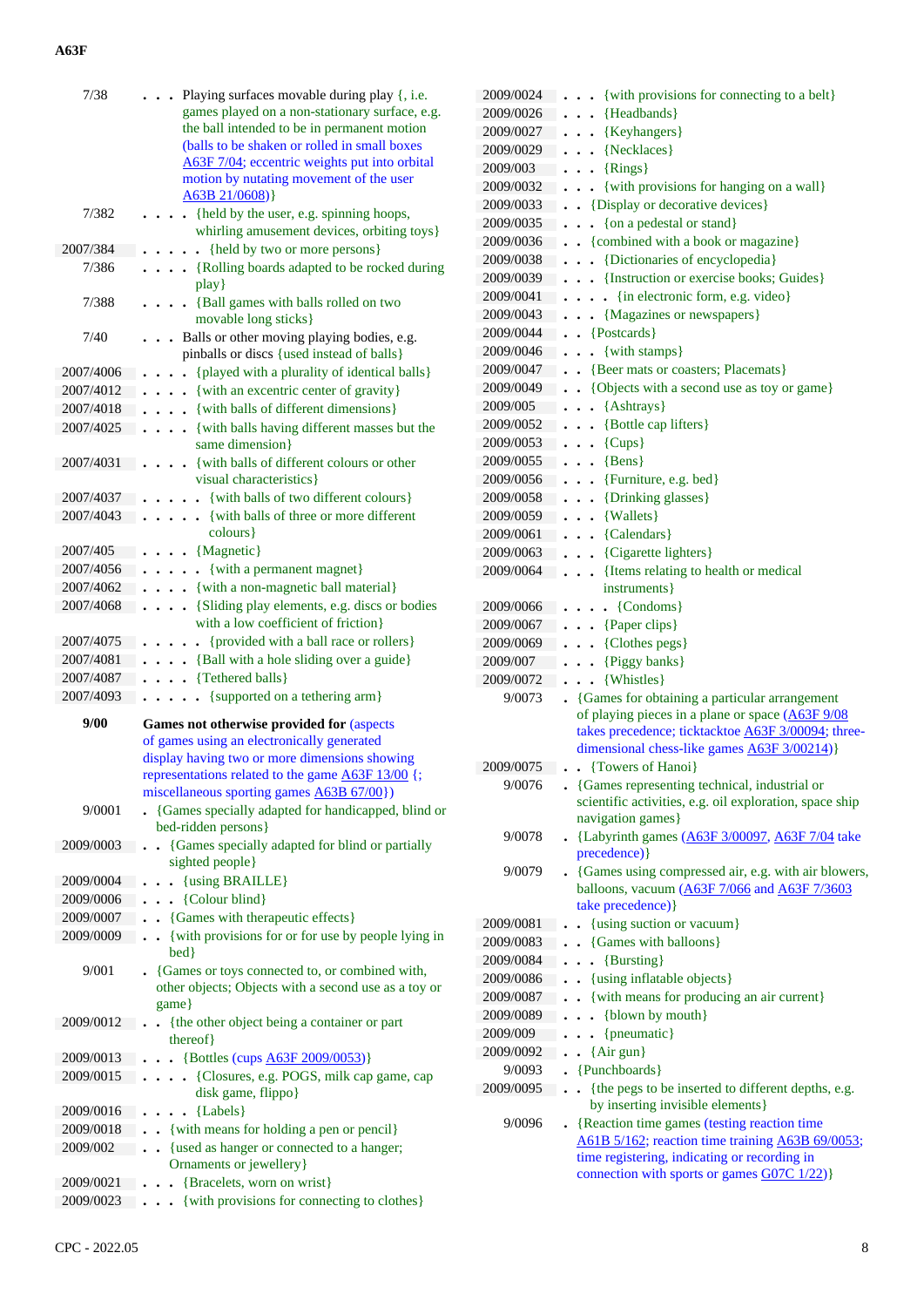| | |
|---|---|
| 7/38 | . . . Playing surfaces movable during play {, i.e. games played on a non-stationary surface, e.g. the ball intended to be in permanent motion (balls to be shaken or rolled in small boxes A63F 7/04; eccentric weights put into orbital motion by nutating movement of the user A63B 21/0608)} |
| 7/382 | . . . . {held by the user, e.g. spinning hoops, whirling amusement devices, orbiting toys} |
| 2007/384 | . . . . . {held by two or more persons} |
| 7/386 | . . . . {Rolling boards adapted to be rocked during play} |
| 7/388 | . . . . {Ball games with balls rolled on two movable long sticks} |
| 7/40 | . . . Balls or other moving playing bodies, e.g. pinballs or discs {used instead of balls} |
| 2007/4006 | . . . . {played with a plurality of identical balls} |
| 2007/4012 | . . . . {with an excentric center of gravity} |
| 2007/4018 | . . . . {with balls of different dimensions} |
| 2007/4025 | . . . . {with balls having different masses but the same dimension} |
| 2007/4031 | . . . . {with balls of different colours or other visual characteristics} |
| 2007/4037 | . . . . . {with balls of two different colours} |
| 2007/4043 | . . . . . {with balls of three or more different colours} |
| 2007/405 | . . . . {Magnetic} |
| 2007/4056 | . . . . . {with a permanent magnet} |
| 2007/4062 | . . . . {with a non-magnetic ball material} |
| 2007/4068 | . . . . {Sliding play elements, e.g. discs or bodies with a low coefficient of friction} |
| 2007/4075 | . . . . . {provided with a ball race or rollers} |
| 2007/4081 | . . . . {Ball with a hole sliding over a guide} |
| 2007/4087 | . . . . {Tethered balls} |
| 2007/4093 | . . . . . {supported on a tethering arm} |
| **9/00** | **Games not otherwise provided for** (aspects of games using an electronically generated display having two or more dimensions showing representations related to the game A63F 13/00 {; miscellaneous sporting games A63B 67/00}) |
| 9/0001 | . {Games specially adapted for handicapped, blind or bed-ridden persons} |
| 2009/0003 | . . {Games specially adapted for blind or partially sighted people} |
| 2009/0004 | . . . {using BRAILLE} |
| 2009/0006 | . . . {Colour blind} |
| 2009/0007 | . . {Games with therapeutic effects} |
| 2009/0009 | . . {with provisions for or for use by people lying in bed} |
| 9/001 | . {Games or toys connected to, or combined with, other objects; Objects with a second use as a toy or game} |
| 2009/0012 | . . {the other object being a container or part thereof} |
| 2009/0013 | . . . {Bottles (cups A63F 2009/0053)} |
| 2009/0015 | . . . . {Closures, e.g. POGS, milk cap game, cap disk game, flippo} |
| 2009/0016 | . . . . {Labels} |
| 2009/0018 | . . {with means for holding a pen or pencil} |
| 2009/002 | . . {used as hanger or connected to a hanger; Ornaments or jewellery} |
| 2009/0021 | . . . {Bracelets, worn on wrist} |
| 2009/0023 | . . . {with provisions for connecting to clothes} |
| 2009/0024 | . . . {with provisions for connecting to a belt} |
| 2009/0026 | . . . {Headbands} |
| 2009/0027 | . . . {Keyhangers} |
| 2009/0029 | . . . {Necklaces} |
| 2009/003 | . . . {Rings} |
| 2009/0032 | . . . {with provisions for hanging on a wall} |
| 2009/0033 | . . {Display or decorative devices} |
| 2009/0035 | . . . {on a pedestal or stand} |
| 2009/0036 | . . {combined with a book or magazine} |
| 2009/0038 | . . . {Dictionaries of encyclopedia} |
| 2009/0039 | . . . {Instruction or exercise books; Guides} |
| 2009/0041 | . . . . {in electronic form, e.g. video} |
| 2009/0043 | . . . {Magazines or newspapers} |
| 2009/0044 | . . {Postcards} |
| 2009/0046 | . . . {with stamps} |
| 2009/0047 | . . {Beer mats or coasters; Placemats} |
| 2009/0049 | . . {Objects with a second use as toy or game} |
| 2009/005 | . . . {Ashtrays} |
| 2009/0052 | . . . {Bottle cap lifters} |
| 2009/0053 | . . . {Cups} |
| 2009/0055 | . . . {Bens} |
| 2009/0056 | . . . {Furniture, e.g. bed} |
| 2009/0058 | . . . {Drinking glasses} |
| 2009/0059 | . . . {Wallets} |
| 2009/0061 | . . . {Calendars} |
| 2009/0063 | . . . {Cigarette lighters} |
| 2009/0064 | . . . {Items relating to health or medical instruments} |
| 2009/0066 | . . . . {Condoms} |
| 2009/0067 | . . . {Paper clips} |
| 2009/0069 | . . . {Clothes pegs} |
| 2009/007 | . . . {Piggy banks} |
| 2009/0072 | . . . {Whistles} |
| 9/0073 | . {Games for obtaining a particular arrangement of playing pieces in a plane or space (A63F 9/08 takes precedence; ticktacktoe A63F 3/00094; three-dimensional chess-like games A63F 3/00214)} |
| 2009/0075 | . . {Towers of Hanoi} |
| 9/0076 | . {Games representing technical, industrial or scientific activities, e.g. oil exploration, space ship navigation games} |
| 9/0078 | . {Labyrinth games (A63F 3/00097, A63F 7/04 take precedence)} |
| 9/0079 | . {Games using compressed air, e.g. with air blowers, balloons, vacuum (A63F 7/066 and A63F 7/3603 take precedence)} |
| 2009/0081 | . . {using suction or vacuum} |
| 2009/0083 | . . {Games with balloons} |
| 2009/0084 | . . . {Bursting} |
| 2009/0086 | . . {using inflatable objects} |
| 2009/0087 | . . {with means for producing an air current} |
| 2009/0089 | . . . {blown by mouth} |
| 2009/009 | . . . {pneumatic} |
| 2009/0092 | . . {Air gun} |
| 9/0093 | . {Punchboards} |
| 2009/0095 | . . {the pegs to be inserted to different depths, e.g. by inserting invisible elements} |
| 9/0096 | . {Reaction time games (testing reaction time A61B 5/162; reaction time training A63B 69/0053; time registering, indicating or recording in connection with sports or games G07C 1/22)} |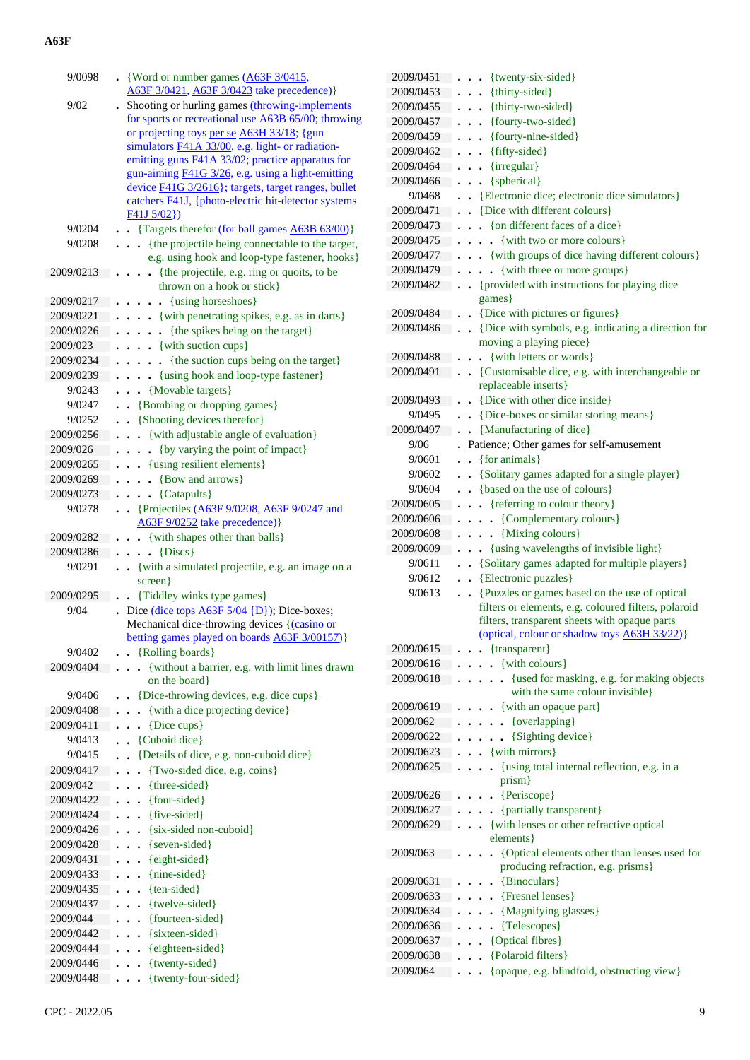| | |
|---|---|
| 9/0098 | . {Word or number games (A63F 3/0415, A63F 3/0421, A63F 3/0423 take precedence)} |
| 9/02 | . Shooting or hurling games (throwing-implements for sports or recreational use A63B 65/00; throwing or projecting toys per se A63H 33/18; {gun simulators F41A 33/00, e.g. light- or radiation-emitting guns F41A 33/02; practice apparatus for gun-aiming F41G 3/26, e.g. using a light-emitting device F41G 3/2616}; targets, target ranges, bullet catchers F41J, {photo-electric hit-detector systems F41J 5/02}) |
| 9/0204 | . . {Targets therefor (for ball games A63B 63/00)} |
| 9/0208 | . . . {the projectile being connectable to the target, e.g. using hook and loop-type fastener, hooks} |
| 2009/0213 | . . . . {the projectile, e.g. ring or quoits, to be thrown on a hook or stick} |
| 2009/0217 | . . . . . {using horseshoes} |
| 2009/0221 | . . . . {with penetrating spikes, e.g. as in darts} |
| 2009/0226 | . . . . . {the spikes being on the target} |
| 2009/023 | . . . . {with suction cups} |
| 2009/0234 | . . . . . {the suction cups being on the target} |
| 2009/0239 | . . . . {using hook and loop-type fastener} |
| 9/0243 | . . . {Movable targets} |
| 9/0247 | . . {Bombing or dropping games} |
| 9/0252 | . . {Shooting devices therefor} |
| 2009/0256 | . . . {with adjustable angle of evaluation} |
| 2009/026 | . . . . {by varying the point of impact} |
| 2009/0265 | . . . {using resilient elements} |
| 2009/0269 | . . . . {Bow and arrows} |
| 2009/0273 | . . . . {Catapults} |
| 9/0278 | . . {Projectiles (A63F 9/0208, A63F 9/0247 and A63F 9/0252 take precedence)} |
| 2009/0282 | . . . {with shapes other than balls} |
| 2009/0286 | . . . . {Discs} |
| 9/0291 | . . {with a simulated projectile, e.g. an image on a screen} |
| 2009/0295 | . . {Tiddley winks type games} |
| 9/04 | . Dice (dice tops A63F 5/04 {D}); Dice-boxes; Mechanical dice-throwing devices {(casino or betting games played on boards A63F 3/00157)} |
| 9/0402 | . . {Rolling boards} |
| 2009/0404 | . . . {without a barrier, e.g. with limit lines drawn on the board} |
| 9/0406 | . . {Dice-throwing devices, e.g. dice cups} |
| 2009/0408 | . . . {with a dice projecting device} |
| 2009/0411 | . . . {Dice cups} |
| 9/0413 | . . {Cuboid dice} |
| 9/0415 | . . {Details of dice, e.g. non-cuboid dice} |
| 2009/0417 | . . . {Two-sided dice, e.g. coins} |
| 2009/042 | . . . {three-sided} |
| 2009/0422 | . . . {four-sided} |
| 2009/0424 | . . . {five-sided} |
| 2009/0426 | . . . {six-sided non-cuboid} |
| 2009/0428 | . . . {seven-sided} |
| 2009/0431 | . . . {eight-sided} |
| 2009/0433 | . . . {nine-sided} |
| 2009/0435 | . . . {ten-sided} |
| 2009/0437 | . . . {twelve-sided} |
| 2009/044 | . . . {fourteen-sided} |
| 2009/0442 | . . . {sixteen-sided} |
| 2009/0444 | . . . {eighteen-sided} |
| 2009/0446 | . . . {twenty-sided} |
| 2009/0448 | . . . {twenty-four-sided} |
| 2009/0451 | . . . {twenty-six-sided} |
| 2009/0453 | . . . {thirty-sided} |
| 2009/0455 | . . . {thirty-two-sided} |
| 2009/0457 | . . . {fourty-two-sided} |
| 2009/0459 | . . . {fourty-nine-sided} |
| 2009/0462 | . . . {fifty-sided} |
| 2009/0464 | . . . {irregular} |
| 2009/0466 | . . . {spherical} |
| 9/0468 | . . {Electronic dice; electronic dice simulators} |
| 2009/0471 | . . {Dice with different colours} |
| 2009/0473 | . . . {on different faces of a dice} |
| 2009/0475 | . . . . {with two or more colours} |
| 2009/0477 | . . . {with groups of dice having different colours} |
| 2009/0479 | . . . . {with three or more groups} |
| 2009/0482 | . . {provided with instructions for playing dice games} |
| 2009/0484 | . . {Dice with pictures or figures} |
| 2009/0486 | . . {Dice with symbols, e.g. indicating a direction for moving a playing piece} |
| 2009/0488 | . . . {with letters or words} |
| 2009/0491 | . . {Customisable dice, e.g. with interchangeable or replaceable inserts} |
| 2009/0493 | . . {Dice with other dice inside} |
| 9/0495 | . . {Dice-boxes or similar storing means} |
| 2009/0497 | . . {Manufacturing of dice} |
| 9/06 | . Patience; Other games for self-amusement |
| 9/0601 | . . {for animals} |
| 9/0602 | . . {Solitary games adapted for a single player} |
| 9/0604 | . . {based on the use of colours} |
| 2009/0605 | . . . {referring to colour theory} |
| 2009/0606 | . . . . {Complementary colours} |
| 2009/0608 | . . . . {Mixing colours} |
| 2009/0609 | . . . {using wavelengths of invisible light} |
| 9/0611 | . . {Solitary games adapted for multiple players} |
| 9/0612 | . . {Electronic puzzles} |
| 9/0613 | . . {Puzzles or games based on the use of optical filters or elements, e.g. coloured filters, polaroid filters, transparent sheets with opaque parts (optical, colour or shadow toys A63H 33/22)} |
| 2009/0615 | . . . {transparent} |
| 2009/0616 | . . . . {with colours} |
| 2009/0618 | . . . . . {used for masking, e.g. for making objects with the same colour invisible} |
| 2009/0619 | . . . . {with an opaque part} |
| 2009/062 | . . . . . {overlapping} |
| 2009/0622 | . . . . . {Sighting device} |
| 2009/0623 | . . . {with mirrors} |
| 2009/0625 | . . . . {using total internal reflection, e.g. in a prism} |
| 2009/0626 | . . . . {Periscope} |
| 2009/0627 | . . . . {partially transparent} |
| 2009/0629 | . . . {with lenses or other refractive optical elements} |
| 2009/063 | . . . . {Optical elements other than lenses used for producing refraction, e.g. prisms} |
| 2009/0631 | . . . . {Binoculars} |
| 2009/0633 | . . . . {Fresnel lenses} |
| 2009/0634 | . . . . {Magnifying glasses} |
| 2009/0636 | . . . . {Telescopes} |
| 2009/0637 | . . . {Optical fibres} |
| 2009/0638 | . . . {Polaroid filters} |
| 2009/064 | . . . {opaque, e.g. blindfold, obstructing view} |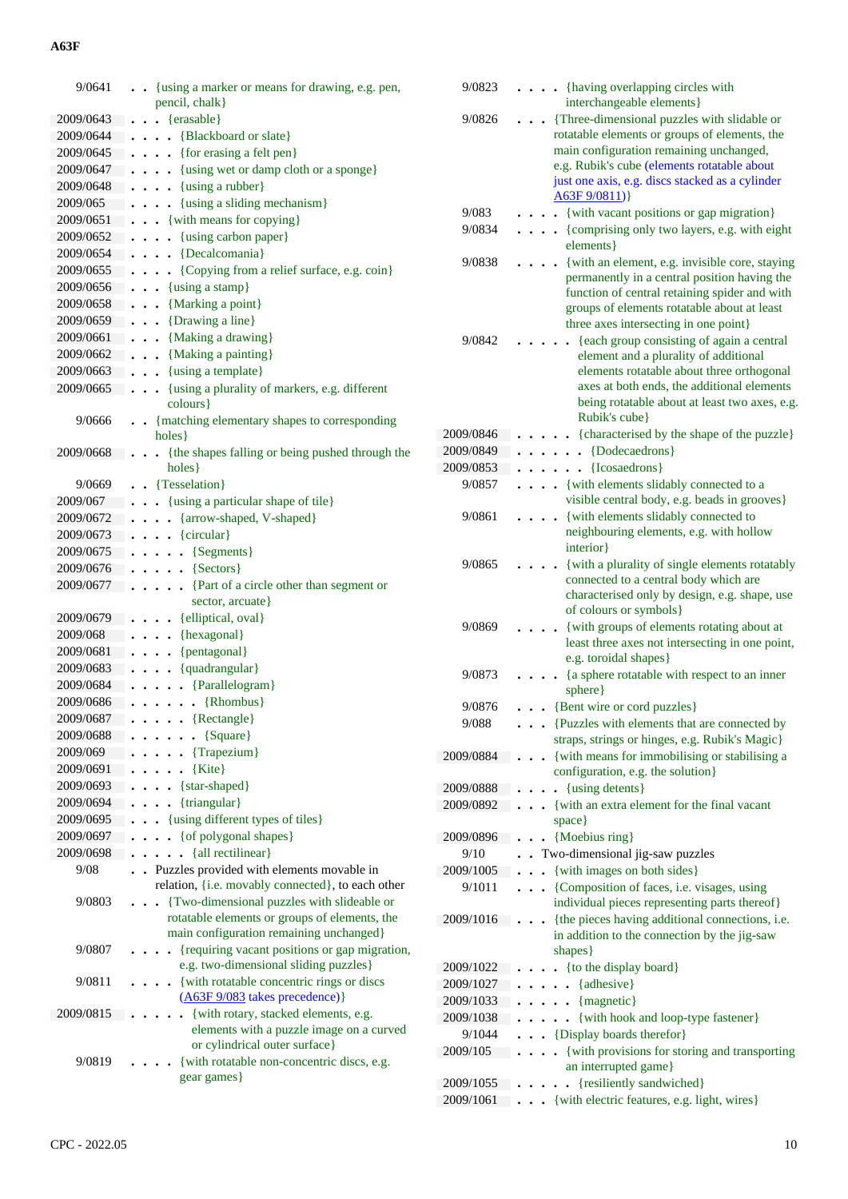| | |
|---|---|
| 9/0641 | . . {using a marker or means for drawing, e.g. pen, pencil, chalk} |
| 2009/0643 | . . . {erasable} |
| 2009/0644 | . . . . {Blackboard or slate} |
| 2009/0645 | . . . . {for erasing a felt pen} |
| 2009/0647 | . . . . {using wet or damp cloth or a sponge} |
| 2009/0648 | . . . . {using a rubber} |
| 2009/065 | . . . . {using a sliding mechanism} |
| 2009/0651 | . . . {with means for copying} |
| 2009/0652 | . . . . {using carbon paper} |
| 2009/0654 | . . . . {Decalcomania} |
| 2009/0655 | . . . . {Copying from a relief surface, e.g. coin} |
| 2009/0656 | . . . {using a stamp} |
| 2009/0658 | . . . {Marking a point} |
| 2009/0659 | . . . {Drawing a line} |
| 2009/0661 | . . . {Making a drawing} |
| 2009/0662 | . . . {Making a painting} |
| 2009/0663 | . . . {using a template} |
| 2009/0665 | . . . {using a plurality of markers, e.g. different colours} |
| 9/0666 | . . {matching elementary shapes to corresponding holes} |
| 2009/0668 | . . . {the shapes falling or being pushed through the holes} |
| 9/0669 | . . {Tesselation} |
| 2009/067 | . . . {using a particular shape of tile} |
| 2009/0672 | . . . . {arrow-shaped, V-shaped} |
| 2009/0673 | . . . . {circular} |
| 2009/0675 | . . . . . {Segments} |
| 2009/0676 | . . . . . {Sectors} |
| 2009/0677 | . . . . . {Part of a circle other than segment or sector, arcuate} |
| 2009/0679 | . . . . {elliptical, oval} |
| 2009/068 | . . . . {hexagonal} |
| 2009/0681 | . . . . {pentagonal} |
| 2009/0683 | . . . . {quadrangular} |
| 2009/0684 | . . . . . {Parallelogram} |
| 2009/0686 | . . . . . . {Rhombus} |
| 2009/0687 | . . . . . {Rectangle} |
| 2009/0688 | . . . . . . {Square} |
| 2009/069 | . . . . . {Trapezium} |
| 2009/0691 | . . . . . {Kite} |
| 2009/0693 | . . . . {star-shaped} |
| 2009/0694 | . . . . {triangular} |
| 2009/0695 | . . . {using different types of tiles} |
| 2009/0697 | . . . . {of polygonal shapes} |
| 2009/0698 | . . . . . {all rectilinear} |
| 9/08 | . . Puzzles provided with elements movable in relation, {i.e. movably connected}, to each other |
| 9/0803 | . . . {Two-dimensional puzzles with slideable or rotatable elements or groups of elements, the main configuration remaining unchanged} |
| 9/0807 | . . . . {requiring vacant positions or gap migration, e.g. two-dimensional sliding puzzles} |
| 9/0811 | . . . . {with rotatable concentric rings or discs (A63F 9/083 takes precedence)} |
| 2009/0815 | . . . . . {with rotary, stacked elements, e.g. elements with a puzzle image on a curved or cylindrical outer surface} |
| 9/0819 | . . . . {with rotatable non-concentric discs, e.g. gear games} |
| 9/0823 | . . . . {having overlapping circles with interchangeable elements} |
| 9/0826 | . . . {Three-dimensional puzzles with slidable or rotatable elements or groups of elements, the main configuration remaining unchanged, e.g. Rubik's cube (elements rotatable about just one axis, e.g. discs stacked as a cylinder A63F 9/0811)} |
| 9/083 | . . . . {with vacant positions or gap migration} |
| 9/0834 | . . . . {comprising only two layers, e.g. with eight elements} |
| 9/0838 | . . . . {with an element, e.g. invisible core, staying permanently in a central position having the function of central retaining spider and with groups of elements rotatable about at least three axes intersecting in one point} |
| 9/0842 | . . . . . {each group consisting of again a central element and a plurality of additional elements rotatable about three orthogonal axes at both ends, the additional elements being rotatable about at least two axes, e.g. Rubik's cube} |
| 2009/0846 | . . . . . {characterised by the shape of the puzzle} |
| 2009/0849 | . . . . . . {Dodecaedrons} |
| 2009/0853 | . . . . . . {Icosaedrons} |
| 9/0857 | . . . . {with elements slidably connected to a visible central body, e.g. beads in grooves} |
| 9/0861 | . . . . {with elements slidably connected to neighbouring elements, e.g. with hollow interior} |
| 9/0865 | . . . . {with a plurality of single elements rotatably connected to a central body which are characterised only by design, e.g. shape, use of colours or symbols} |
| 9/0869 | . . . . {with groups of elements rotating about at least three axes not intersecting in one point, e.g. toroidal shapes} |
| 9/0873 | . . . . {a sphere rotatable with respect to an inner sphere} |
| 9/0876 | . . . {Bent wire or cord puzzles} |
| 9/088 | . . . {Puzzles with elements that are connected by straps, strings or hinges, e.g. Rubik's Magic} |
| 2009/0884 | . . . {with means for immobilising or stabilising a configuration, e.g. the solution} |
| 2009/0888 | . . . . {using detents} |
| 2009/0892 | . . . {with an extra element for the final vacant space} |
| 2009/0896 | . . . {Moebius ring} |
| 9/10 | . . Two-dimensional jig-saw puzzles |
| 2009/1005 | . . . {with images on both sides} |
| 9/1011 | . . . {Composition of faces, i.e. visages, using individual pieces representing parts thereof} |
| 2009/1016 | . . . {the pieces having additional connections, i.e. in addition to the connection by the jig-saw shapes} |
| 2009/1022 | . . . . {to the display board} |
| 2009/1027 | . . . . . {adhesive} |
| 2009/1033 | . . . . . {magnetic} |
| 2009/1038 | . . . . . {with hook and loop-type fastener} |
| 9/1044 | . . . {Display boards therefor} |
| 2009/105 | . . . . {with provisions for storing and transporting an interrupted game} |
| 2009/1055 | . . . . . {resiliently sandwiched} |
| 2009/1061 | . . . {with electric features, e.g. light, wires} |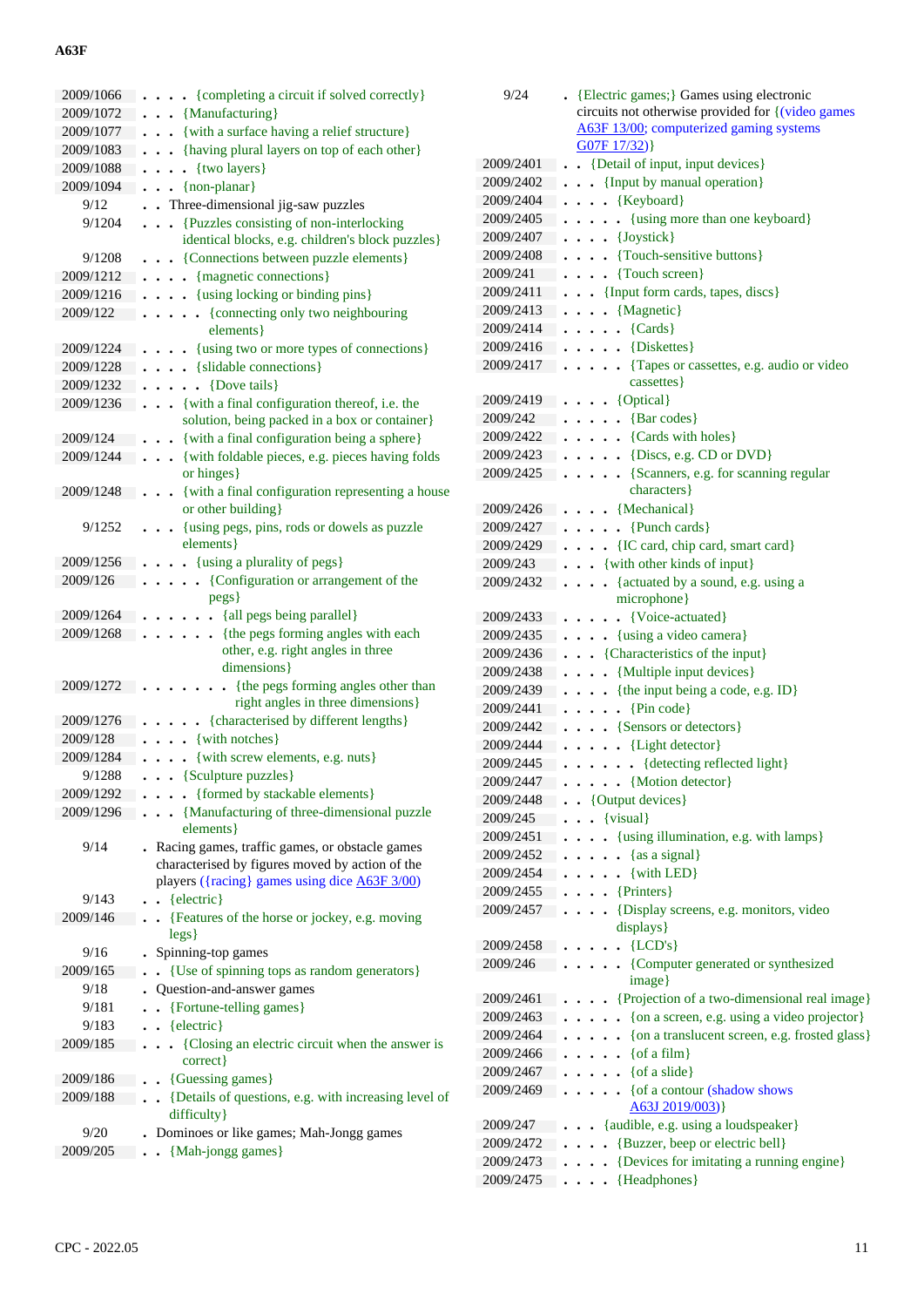| | |
|---|---|
| 2009/1066 | . . . . {completing a circuit if solved correctly} |
| 2009/1072 | . . . {Manufacturing} |
| 2009/1077 | . . . {with a surface having a relief structure} |
| 2009/1083 | . . . {having plural layers on top of each other} |
| 2009/1088 | . . . . {two layers} |
| 2009/1094 | . . . {non-planar} |
| 9/12 | . . Three-dimensional jig-saw puzzles |
| 9/1204 | . . . {Puzzles consisting of non-interlocking identical blocks, e.g. children's block puzzles} |
| 9/1208 | . . . {Connections between puzzle elements} |
| 2009/1212 | . . . . {magnetic connections} |
| 2009/1216 | . . . . {using locking or binding pins} |
| 2009/122 | . . . . . {connecting only two neighbouring elements} |
| 2009/1224 | . . . . {using two or more types of connections} |
| 2009/1228 | . . . . {slidable connections} |
| 2009/1232 | . . . . . {Dove tails} |
| 2009/1236 | . . . {with a final configuration thereof, i.e. the solution, being packed in a box or container} |
| 2009/124 | . . . {with a final configuration being a sphere} |
| 2009/1244 | . . . {with foldable pieces, e.g. pieces having folds or hinges} |
| 2009/1248 | . . . {with a final configuration representing a house or other building} |
| 9/1252 | . . . {using pegs, pins, rods or dowels as puzzle elements} |
| 2009/1256 | . . . . {using a plurality of pegs} |
| 2009/126 | . . . . . {Configuration or arrangement of the pegs} |
| 2009/1264 | . . . . . . {all pegs being parallel} |
| 2009/1268 | . . . . . . {the pegs forming angles with each other, e.g. right angles in three dimensions} |
| 2009/1272 | . . . . . . . {the pegs forming angles other than right angles in three dimensions} |
| 2009/1276 | . . . . . {characterised by different lengths} |
| 2009/128 | . . . . {with notches} |
| 2009/1284 | . . . . {with screw elements, e.g. nuts} |
| 9/1288 | . . . {Sculpture puzzles} |
| 2009/1292 | . . . . {formed by stackable elements} |
| 2009/1296 | . . . {Manufacturing of three-dimensional puzzle elements} |
| 9/14 | . Racing games, traffic games, or obstacle games characterised by figures moved by action of the players ({racing} games using dice A63F 3/00) |
| 9/143 | . . {electric} |
| 2009/146 | . . {Features of the horse or jockey, e.g. moving legs} |
| 9/16 | . Spinning-top games |
| 2009/165 | . . {Use of spinning tops as random generators} |
| 9/18 | . Question-and-answer games |
| 9/181 | . . {Fortune-telling games} |
| 9/183 | . . {electric} |
| 2009/185 | . . . {Closing an electric circuit when the answer is correct} |
| 2009/186 | . . {Guessing games} |
| 2009/188 | . . {Details of questions, e.g. with increasing level of difficulty} |
| 9/20 | . Dominoes or like games; Mah-Jongg games |
| 2009/205 | . . {Mah-jongg games} |
| 9/24 | . {Electric games;} Games using electronic circuits not otherwise provided for {(video games A63F 13/00; computerized gaming systems G07F 17/32)} |
| 2009/2401 | . . {Detail of input, input devices} |
| 2009/2402 | . . . {Input by manual operation} |
| 2009/2404 | . . . . {Keyboard} |
| 2009/2405 | . . . . . {using more than one keyboard} |
| 2009/2407 | . . . . {Joystick} |
| 2009/2408 | . . . . {Touch-sensitive buttons} |
| 2009/241 | . . . . {Touch screen} |
| 2009/2411 | . . . {Input form cards, tapes, discs} |
| 2009/2413 | . . . . {Magnetic} |
| 2009/2414 | . . . . . {Cards} |
| 2009/2416 | . . . . . {Diskettes} |
| 2009/2417 | . . . . . {Tapes or cassettes, e.g. audio or video cassettes} |
| 2009/2419 | . . . . {Optical} |
| 2009/242 | . . . . . {Bar codes} |
| 2009/2422 | . . . . . {Cards with holes} |
| 2009/2423 | . . . . . {Discs, e.g. CD or DVD} |
| 2009/2425 | . . . . . {Scanners, e.g. for scanning regular characters} |
| 2009/2426 | . . . . {Mechanical} |
| 2009/2427 | . . . . . {Punch cards} |
| 2009/2429 | . . . . {IC card, chip card, smart card} |
| 2009/243 | . . . {with other kinds of input} |
| 2009/2432 | . . . . {actuated by a sound, e.g. using a microphone} |
| 2009/2433 | . . . . . {Voice-actuated} |
| 2009/2435 | . . . . {using a video camera} |
| 2009/2436 | . . . {Characteristics of the input} |
| 2009/2438 | . . . . {Multiple input devices} |
| 2009/2439 | . . . . {the input being a code, e.g. ID} |
| 2009/2441 | . . . . . {Pin code} |
| 2009/2442 | . . . . {Sensors or detectors} |
| 2009/2444 | . . . . . {Light detector} |
| 2009/2445 | . . . . . . {detecting reflected light} |
| 2009/2447 | . . . . . {Motion detector} |
| 2009/2448 | . . {Output devices} |
| 2009/245 | . . . {visual} |
| 2009/2451 | . . . . {using illumination, e.g. with lamps} |
| 2009/2452 | . . . . . {as a signal} |
| 2009/2454 | . . . . . {with LED} |
| 2009/2455 | . . . . {Printers} |
| 2009/2457 | . . . . {Display screens, e.g. monitors, video displays} |
| 2009/2458 | . . . . . {LCD's} |
| 2009/246 | . . . . . {Computer generated or synthesized image} |
| 2009/2461 | . . . . {Projection of a two-dimensional real image} |
| 2009/2463 | . . . . . {on a screen, e.g. using a video projector} |
| 2009/2464 | . . . . . {on a translucent screen, e.g. frosted glass} |
| 2009/2466 | . . . . . {of a film} |
| 2009/2467 | . . . . . {of a slide} |
| 2009/2469 | . . . . . {of a contour (shadow shows A63J 2019/003)} |
| 2009/247 | . . . {audible, e.g. using a loudspeaker} |
| 2009/2472 | . . . . {Buzzer, beep or electric bell} |
| 2009/2473 | . . . . {Devices for imitating a running engine} |
| 2009/2475 | . . . . {Headphones} |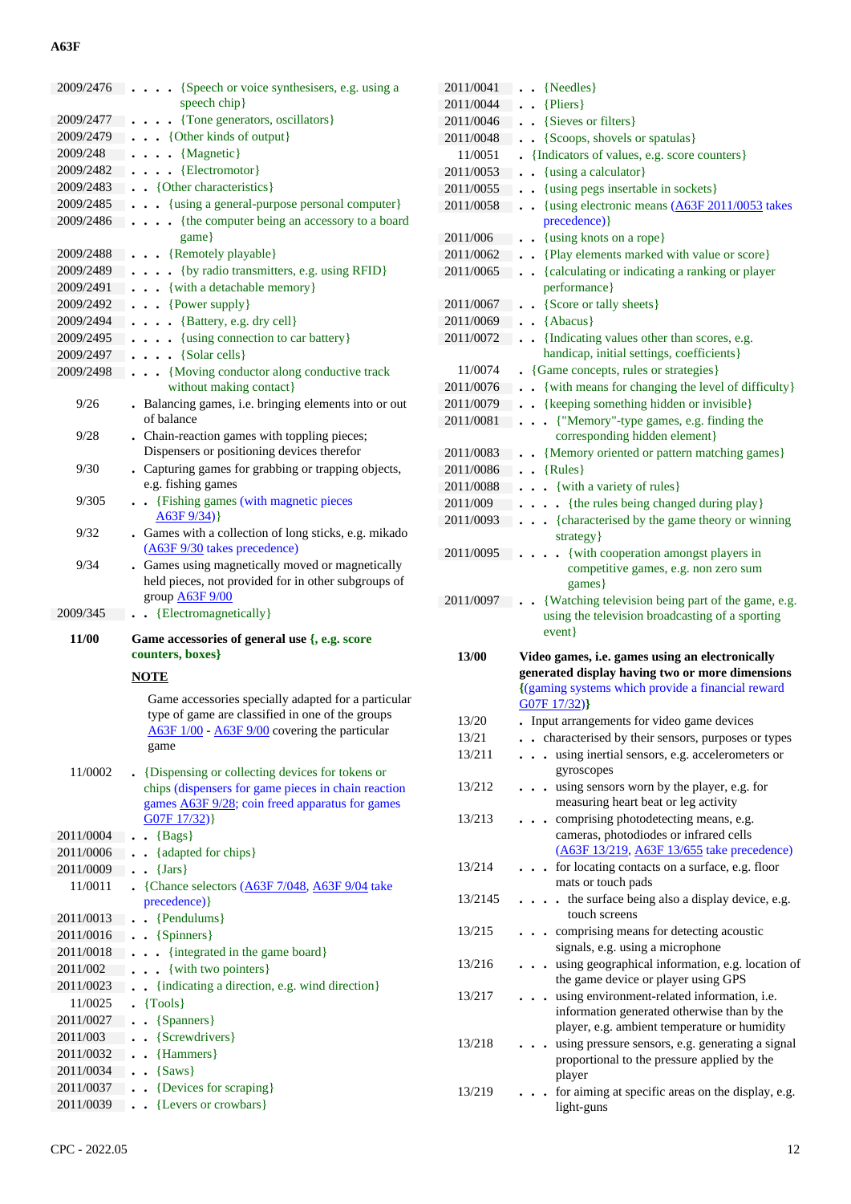| | |
|---|---|
| 2009/2476 | . . . . {Speech or voice synthesisers, e.g. using a speech chip} |
| 2009/2477 | . . . . {Tone generators, oscillators} |
| 2009/2479 | . . . {Other kinds of output} |
| 2009/248 | . . . . {Magnetic} |
| 2009/2482 | . . . . {Electromotor} |
| 2009/2483 | . . {Other characteristics} |
| 2009/2485 | . . . {using a general-purpose personal computer} |
| 2009/2486 | . . . . {the computer being an accessory to a board game} |
| 2009/2488 | . . . {Remotely playable} |
| 2009/2489 | . . . . {by radio transmitters, e.g. using RFID} |
| 2009/2491 | . . . {with a detachable memory} |
| 2009/2492 | . . . {Power supply} |
| 2009/2494 | . . . . {Battery, e.g. dry cell} |
| 2009/2495 | . . . . {using connection to car battery} |
| 2009/2497 | . . . . {Solar cells} |
| 2009/2498 | . . . {Moving conductor along conductive track without making contact} |
| 9/26 | . Balancing games, i.e. bringing elements into or out of balance |
| 9/28 | . Chain-reaction games with toppling pieces; Dispensers or positioning devices therefor |
| 9/30 | . Capturing games for grabbing or trapping objects, e.g. fishing games |
| 9/305 | . . {Fishing games (with magnetic pieces A63F 9/34)} |
| 9/32 | . Games with a collection of long sticks, e.g. mikado (A63F 9/30 takes precedence) |
| 9/34 | . Games using magnetically moved or magnetically held pieces, not provided for in other subgroups of group A63F 9/00 |
| 2009/345 | . . {Electromagnetically} |
| **11/00** | **Game accessories of general use {, e.g. score counters, boxes}** |
| | **NOTE** |
| | Game accessories specially adapted for a particular type of game are classified in one of the groups A63F 1/00 - A63F 9/00 covering the particular game |
| 11/0002 | . {Dispensing or collecting devices for tokens or chips (dispensers for game pieces in chain reaction games A63F 9/28; coin freed apparatus for games G07F 17/32)} |
| 2011/0004 | . . {Bags} |
| 2011/0006 | . . {adapted for chips} |
| 2011/0009 | . . {Jars} |
| 11/0011 | . {Chance selectors (A63F 7/048, A63F 9/04 take precedence)} |
| 2011/0013 | . . {Pendulums} |
| 2011/0016 | . . {Spinners} |
| 2011/0018 | . . . {integrated in the game board} |
| 2011/002 | . . . {with two pointers} |
| 2011/0023 | . . {indicating a direction, e.g. wind direction} |
| 11/0025 | . {Tools} |
| 2011/0027 | . . {Spanners} |
| 2011/003 | . . {Screwdrivers} |
| 2011/0032 | . . {Hammers} |
| 2011/0034 | . . {Saws} |
| 2011/0037 | . . {Devices for scraping} |
| 2011/0039 | . . {Levers or crowbars} |
| 2011/0041 | . . {Needles} |
| 2011/0044 | . . {Pliers} |
| 2011/0046 | . . {Sieves or filters} |
| 2011/0048 | . . {Scoops, shovels or spatulas} |
| 11/0051 | . {Indicators of values, e.g. score counters} |
| 2011/0053 | . . {using a calculator} |
| 2011/0055 | . . {using pegs insertable in sockets} |
| 2011/0058 | . . {using electronic means (A63F 2011/0053 takes precedence)} |
| 2011/006 | . . {using knots on a rope} |
| 2011/0062 | . . {Play elements marked with value or score} |
| 2011/0065 | . . {calculating or indicating a ranking or player performance} |
| 2011/0067 | . . {Score or tally sheets} |
| 2011/0069 | . . {Abacus} |
| 2011/0072 | . . {Indicating values other than scores, e.g. handicap, initial settings, coefficients} |
| 11/0074 | . {Game concepts, rules or strategies} |
| 2011/0076 | . . {with means for changing the level of difficulty} |
| 2011/0079 | . . {keeping something hidden or invisible} |
| 2011/0081 | . . . {"Memory"-type games, e.g. finding the corresponding hidden element} |
| 2011/0083 | . . {Memory oriented or pattern matching games} |
| 2011/0086 | . . {Rules} |
| 2011/0088 | . . . {with a variety of rules} |
| 2011/009 | . . . . {the rules being changed during play} |
| 2011/0093 | . . . {characterised by the game theory or winning strategy} |
| 2011/0095 | . . . . {with cooperation amongst players in competitive games, e.g. non zero sum games} |
| 2011/0097 | . . {Watching television being part of the game, e.g. using the television broadcasting of a sporting event} |
| **13/00** | **Video games, i.e. games using an electronically generated display having two or more dimensions {(gaming systems which provide a financial reward G07F 17/32)}** |
| 13/20 | . Input arrangements for video game devices |
| 13/21 | . . characterised by their sensors, purposes or types |
| 13/211 | . . . using inertial sensors, e.g. accelerometers or gyroscopes |
| 13/212 | . . . using sensors worn by the player, e.g. for measuring heart beat or leg activity |
| 13/213 | . . . comprising photodetecting means, e.g. cameras, photodiodes or infrared cells (A63F 13/219, A63F 13/655 take precedence) |
| 13/214 | . . . for locating contacts on a surface, e.g. floor mats or touch pads |
| 13/2145 | . . . . the surface being also a display device, e.g. touch screens |
| 13/215 | . . . comprising means for detecting acoustic signals, e.g. using a microphone |
| 13/216 | . . . using geographical information, e.g. location of the game device or player using GPS |
| 13/217 | . . . using environment-related information, i.e. information generated otherwise than by the player, e.g. ambient temperature or humidity |
| 13/218 | . . . using pressure sensors, e.g. generating a signal proportional to the pressure applied by the player |
| 13/219 | . . . for aiming at specific areas on the display, e.g. light-guns |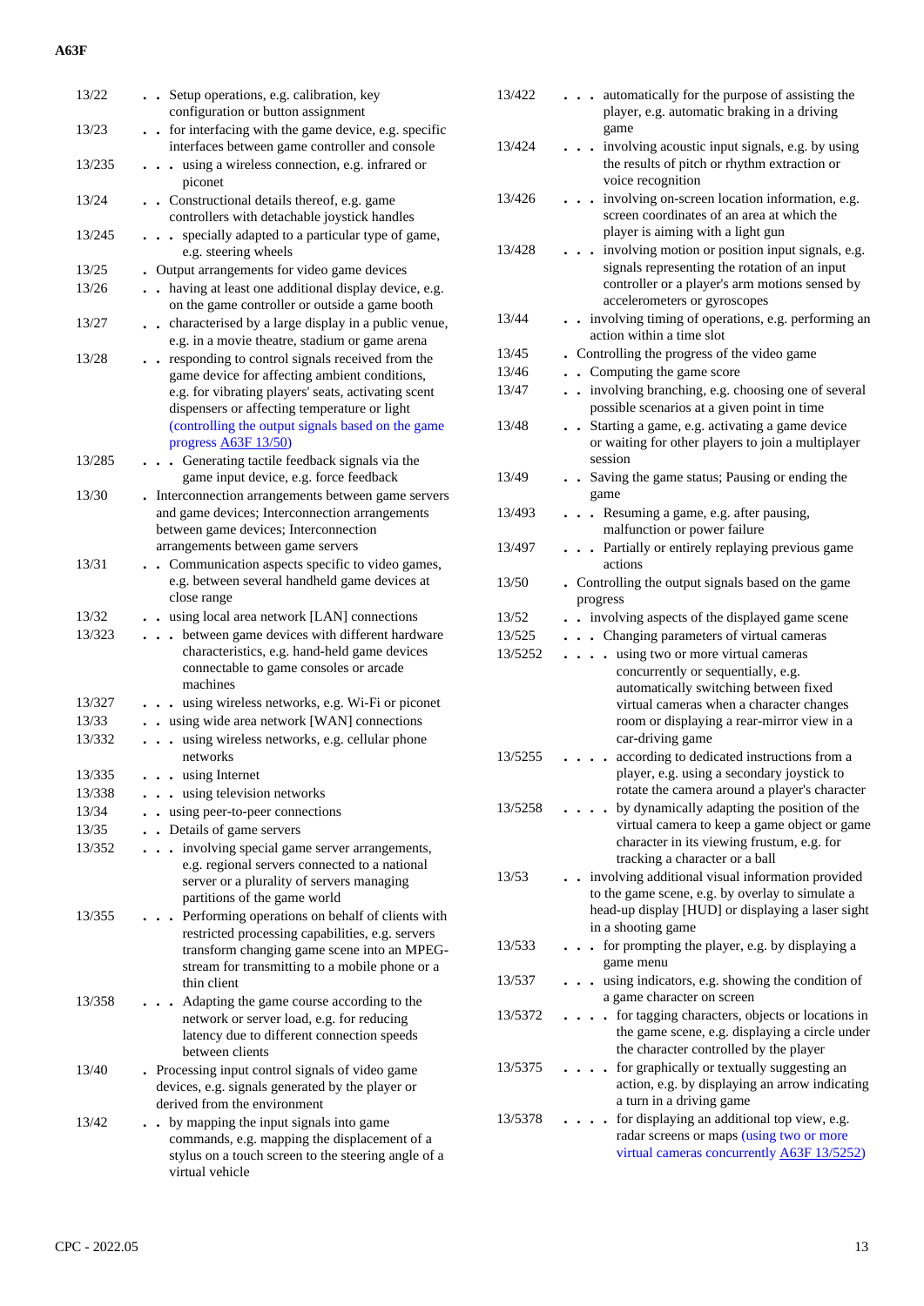| | |
|---|---|
| 13/22 | . . Setup operations, e.g. calibration, key configuration or button assignment |
| 13/23 | . . for interfacing with the game device, e.g. specific interfaces between game controller and console |
| 13/235 | . . . using a wireless connection, e.g. infrared or piconet |
| 13/24 | . . Constructional details thereof, e.g. game controllers with detachable joystick handles |
| 13/245 | . . . specially adapted to a particular type of game, e.g. steering wheels |
| 13/25 | . Output arrangements for video game devices |
| 13/26 | . . having at least one additional display device, e.g. on the game controller or outside a game booth |
| 13/27 | . . characterised by a large display in a public venue, e.g. in a movie theatre, stadium or game arena |
| 13/28 | . . responding to control signals received from the game device for affecting ambient conditions, e.g. for vibrating players' seats, activating scent dispensers or affecting temperature or light (controlling the output signals based on the game progress A63F 13/50) |
| 13/285 | . . . Generating tactile feedback signals via the game input device, e.g. force feedback |
| 13/30 | . Interconnection arrangements between game servers and game devices; Interconnection arrangements between game devices; Interconnection arrangements between game servers |
| 13/31 | . . Communication aspects specific to video games, e.g. between several handheld game devices at close range |
| 13/32 | . . using local area network [LAN] connections |
| 13/323 | . . . between game devices with different hardware characteristics, e.g. hand-held game devices connectable to game consoles or arcade machines |
| 13/327 | . . . using wireless networks, e.g. Wi-Fi or piconet |
| 13/33 | . . using wide area network [WAN] connections |
| 13/332 | . . . using wireless networks, e.g. cellular phone networks |
| 13/335 | . . . using Internet |
| 13/338 | . . . using television networks |
| 13/34 | . . using peer-to-peer connections |
| 13/35 | . . Details of game servers |
| 13/352 | . . . involving special game server arrangements, e.g. regional servers connected to a national server or a plurality of servers managing partitions of the game world |
| 13/355 | . . . Performing operations on behalf of clients with restricted processing capabilities, e.g. servers transform changing game scene into an MPEG-stream for transmitting to a mobile phone or a thin client |
| 13/358 | . . . Adapting the game course according to the network or server load, e.g. for reducing latency due to different connection speeds between clients |
| 13/40 | . Processing input control signals of video game devices, e.g. signals generated by the player or derived from the environment |
| 13/42 | . . by mapping the input signals into game commands, e.g. mapping the displacement of a stylus on a touch screen to the steering angle of a virtual vehicle |
| 13/422 | . . . automatically for the purpose of assisting the player, e.g. automatic braking in a driving game |
| 13/424 | . . . involving acoustic input signals, e.g. by using the results of pitch or rhythm extraction or voice recognition |
| 13/426 | . . . involving on-screen location information, e.g. screen coordinates of an area at which the player is aiming with a light gun |
| 13/428 | . . . involving motion or position input signals, e.g. signals representing the rotation of an input controller or a player's arm motions sensed by accelerometers or gyroscopes |
| 13/44 | . . involving timing of operations, e.g. performing an action within a time slot |
| 13/45 | . Controlling the progress of the video game |
| 13/46 | . . Computing the game score |
| 13/47 | . . involving branching, e.g. choosing one of several possible scenarios at a given point in time |
| 13/48 | . . Starting a game, e.g. activating a game device or waiting for other players to join a multiplayer session |
| 13/49 | . . Saving the game status; Pausing or ending the game |
| 13/493 | . . . Resuming a game, e.g. after pausing, malfunction or power failure |
| 13/497 | . . . Partially or entirely replaying previous game actions |
| 13/50 | . Controlling the output signals based on the game progress |
| 13/52 | . . involving aspects of the displayed game scene |
| 13/525 | . . . Changing parameters of virtual cameras |
| 13/5252 | . . . . using two or more virtual cameras concurrently or sequentially, e.g. automatically switching between fixed virtual cameras when a character changes room or displaying a rear-mirror view in a car-driving game |
| 13/5255 | . . . . according to dedicated instructions from a player, e.g. using a secondary joystick to rotate the camera around a player's character |
| 13/5258 | . . . . by dynamically adapting the position of the virtual camera to keep a game object or game character in its viewing frustum, e.g. for tracking a character or a ball |
| 13/53 | . . involving additional visual information provided to the game scene, e.g. by overlay to simulate a head-up display [HUD] or displaying a laser sight in a shooting game |
| 13/533 | . . . for prompting the player, e.g. by displaying a game menu |
| 13/537 | . . . using indicators, e.g. showing the condition of a game character on screen |
| 13/5372 | . . . . for tagging characters, objects or locations in the game scene, e.g. displaying a circle under the character controlled by the player |
| 13/5375 | . . . . for graphically or textually suggesting an action, e.g. by displaying an arrow indicating a turn in a driving game |
| 13/5378 | . . . . for displaying an additional top view, e.g. radar screens or maps (using two or more virtual cameras concurrently A63F 13/5252) |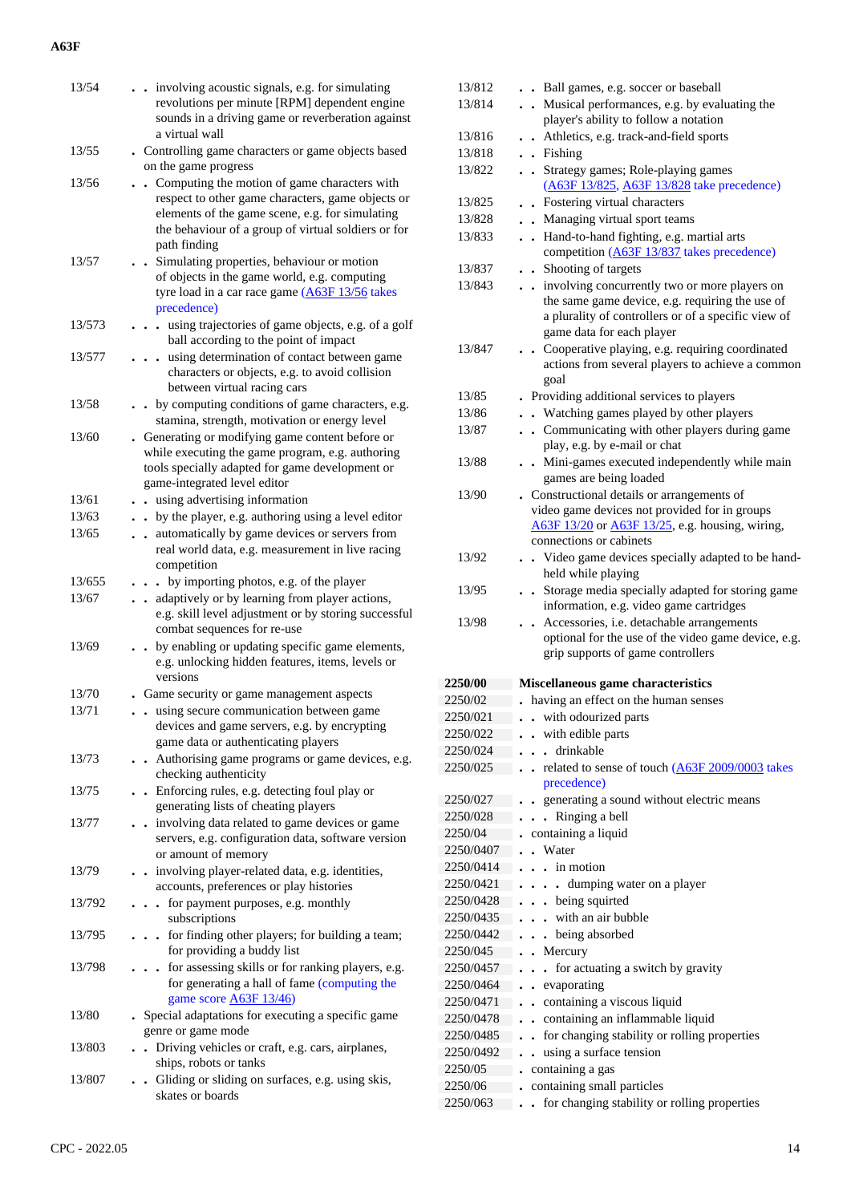| | |
|---|---|
| 13/54 | . . involving acoustic signals, e.g. for simulating revolutions per minute [RPM] dependent engine sounds in a driving game or reverberation against a virtual wall |
| 13/55 | . Controlling game characters or game objects based on the game progress |
| 13/56 | . . Computing the motion of game characters with respect to other game characters, game objects or elements of the game scene, e.g. for simulating the behaviour of a group of virtual soldiers or for path finding |
| 13/57 | . . Simulating properties, behaviour or motion of objects in the game world, e.g. computing tyre load in a car race game (A63F 13/56 takes precedence) |
| 13/573 | . . . using trajectories of game objects, e.g. of a golf ball according to the point of impact |
| 13/577 | . . . using determination of contact between game characters or objects, e.g. to avoid collision between virtual racing cars |
| 13/58 | . . by computing conditions of game characters, e.g. stamina, strength, motivation or energy level |
| 13/60 | . Generating or modifying game content before or while executing the game program, e.g. authoring tools specially adapted for game development or game-integrated level editor |
| 13/61 | . . using advertising information |
| 13/63 | . . by the player, e.g. authoring using a level editor |
| 13/65 | . . automatically by game devices or servers from real world data, e.g. measurement in live racing competition |
| 13/655 | . . . by importing photos, e.g. of the player |
| 13/67 | . . adaptively or by learning from player actions, e.g. skill level adjustment or by storing successful combat sequences for re-use |
| 13/69 | . . by enabling or updating specific game elements, e.g. unlocking hidden features, items, levels or versions |
| 13/70 | . Game security or game management aspects |
| 13/71 | . . using secure communication between game devices and game servers, e.g. by encrypting game data or authenticating players |
| 13/73 | . . Authorising game programs or game devices, e.g. checking authenticity |
| 13/75 | . . Enforcing rules, e.g. detecting foul play or generating lists of cheating players |
| 13/77 | . . involving data related to game devices or game servers, e.g. configuration data, software version or amount of memory |
| 13/79 | . . involving player-related data, e.g. identities, accounts, preferences or play histories |
| 13/792 | . . . for payment purposes, e.g. monthly subscriptions |
| 13/795 | . . . for finding other players; for building a team; for providing a buddy list |
| 13/798 | . . . for assessing skills or for ranking players, e.g. for generating a hall of fame (computing the game score A63F 13/46) |
| 13/80 | . Special adaptations for executing a specific game genre or game mode |
| 13/803 | . . Driving vehicles or craft, e.g. cars, airplanes, ships, robots or tanks |
| 13/807 | . . Gliding or sliding on surfaces, e.g. using skis, skates or boards |
| 13/812 | . . Ball games, e.g. soccer or baseball |
| 13/814 | . . Musical performances, e.g. by evaluating the player's ability to follow a notation |
| 13/816 | . . Athletics, e.g. track-and-field sports |
| 13/818 | . . Fishing |
| 13/822 | . . Strategy games; Role-playing games (A63F 13/825, A63F 13/828 take precedence) |
| 13/825 | . . Fostering virtual characters |
| 13/828 | . . Managing virtual sport teams |
| 13/833 | . . Hand-to-hand fighting, e.g. martial arts competition (A63F 13/837 takes precedence) |
| 13/837 | . . Shooting of targets |
| 13/843 | . . involving concurrently two or more players on the same game device, e.g. requiring the use of a plurality of controllers or of a specific view of game data for each player |
| 13/847 | . . Cooperative playing, e.g. requiring coordinated actions from several players to achieve a common goal |
| 13/85 | . Providing additional services to players |
| 13/86 | . . Watching games played by other players |
| 13/87 | . . Communicating with other players during game play, e.g. by e-mail or chat |
| 13/88 | . . Mini-games executed independently while main games are being loaded |
| 13/90 | . Constructional details or arrangements of video game devices not provided for in groups A63F 13/20 or A63F 13/25, e.g. housing, wiring, connections or cabinets |
| 13/92 | . . Video game devices specially adapted to be hand-held while playing |
| 13/95 | . . Storage media specially adapted for storing game information, e.g. video game cartridges |
| 13/98 | . . Accessories, i.e. detachable arrangements optional for the use of the video game device, e.g. grip supports of game controllers |
| **2250/00** | **Miscellaneous game characteristics** |
| 2250/02 | . having an effect on the human senses |
| 2250/021 | . . with odourized parts |
| 2250/022 | . . with edible parts |
| 2250/024 | . . . drinkable |
| 2250/025 | . . related to sense of touch (A63F 2009/0003 takes precedence) |
| 2250/027 | . . generating a sound without electric means |
| 2250/028 | . . . Ringing a bell |
| 2250/04 | . containing a liquid |
| 2250/0407 | . . Water |
| 2250/0414 | . . . in motion |
| 2250/0421 | . . . . dumping water on a player |
| 2250/0428 | . . . being squirted |
| 2250/0435 | . . . with an air bubble |
| 2250/0442 | . . . being absorbed |
| 2250/045 | . . Mercury |
| 2250/0457 | . . . for actuating a switch by gravity |
| 2250/0464 | . . evaporating |
| 2250/0471 | . . containing a viscous liquid |
| 2250/0478 | . . containing an inflammable liquid |
| 2250/0485 | . . for changing stability or rolling properties |
| 2250/0492 | . . using a surface tension |
| 2250/05 | . containing a gas |
| 2250/06 | . containing small particles |
| 2250/063 | . . for changing stability or rolling properties |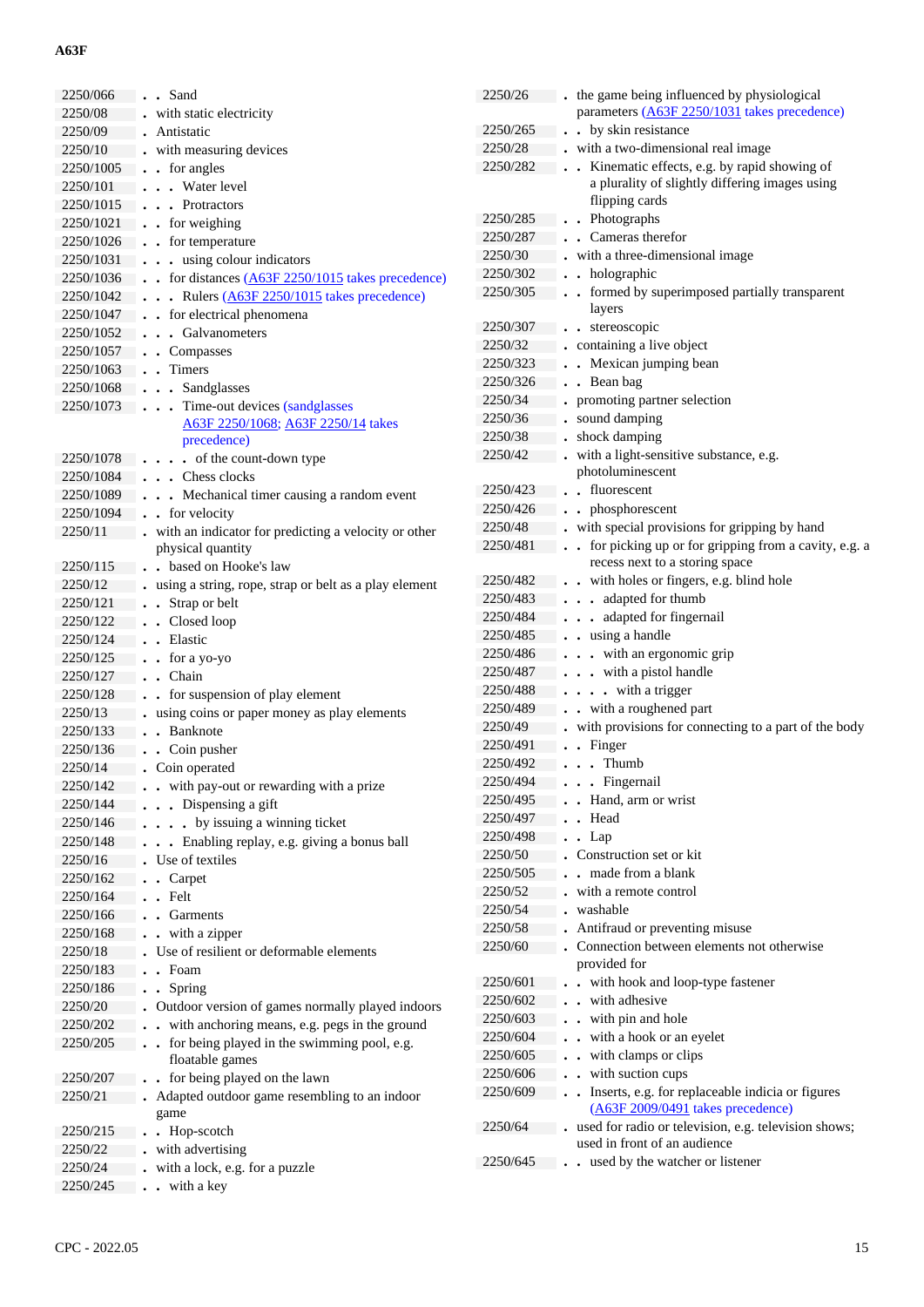**A63F**

| | |
|---|---|
| 2250/066 | . . Sand |
| 2250/08 | . with static electricity |
| 2250/09 | . Antistatic |
| 2250/10 | . with measuring devices |
| 2250/1005 | . . for angles |
| 2250/101 | . . . Water level |
| 2250/1015 | . . . Protractors |
| 2250/1021 | . . for weighing |
| 2250/1026 | . . for temperature |
| 2250/1031 | . . . using colour indicators |
| 2250/1036 | . . for distances (A63F 2250/1015 takes precedence) |
| 2250/1042 | . . . Rulers (A63F 2250/1015 takes precedence) |
| 2250/1047 | . . for electrical phenomena |
| 2250/1052 | . . . Galvanometers |
| 2250/1057 | . . Compasses |
| 2250/1063 | . . Timers |
| 2250/1068 | . . . Sandglasses |
| 2250/1073 | . . . Time-out devices (sandglasses A63F 2250/1068; A63F 2250/14 takes precedence) |
| 2250/1078 | . . . . of the count-down type |
| 2250/1084 | . . . Chess clocks |
| 2250/1089 | . . . Mechanical timer causing a random event |
| 2250/1094 | . . for velocity |
| 2250/11 | . with an indicator for predicting a velocity or other physical quantity |
| 2250/115 | . . based on Hooke's law |
| 2250/12 | . using a string, rope, strap or belt as a play element |
| 2250/121 | . . Strap or belt |
| 2250/122 | . . Closed loop |
| 2250/124 | . . Elastic |
| 2250/125 | . . for a yo-yo |
| 2250/127 | . . Chain |
| 2250/128 | . . for suspension of play element |
| 2250/13 | . using coins or paper money as play elements |
| 2250/133 | . . Banknote |
| 2250/136 | . . Coin pusher |
| 2250/14 | . Coin operated |
| 2250/142 | . . with pay-out or rewarding with a prize |
| 2250/144 | . . . Dispensing a gift |
| 2250/146 | . . . . by issuing a winning ticket |
| 2250/148 | . . . Enabling replay, e.g. giving a bonus ball |
| 2250/16 | . Use of textiles |
| 2250/162 | . . Carpet |
| 2250/164 | . . Felt |
| 2250/166 | . . Garments |
| 2250/168 | . . with a zipper |
| 2250/18 | . Use of resilient or deformable elements |
| 2250/183 | . . Foam |
| 2250/186 | . . Spring |
| 2250/20 | . Outdoor version of games normally played indoors |
| 2250/202 | . . with anchoring means, e.g. pegs in the ground |
| 2250/205 | . . for being played in the swimming pool, e.g. floatable games |
| 2250/207 | . . for being played on the lawn |
| 2250/21 | . Adapted outdoor game resembling to an indoor game |
| 2250/215 | . . Hop-scotch |
| 2250/22 | . with advertising |
| 2250/24 | . with a lock, e.g. for a puzzle |
| 2250/245 | . . with a key |
| 2250/26 | . the game being influenced by physiological parameters (A63F 2250/1031 takes precedence) |
| 2250/265 | . . by skin resistance |
| 2250/28 | . with a two-dimensional real image |
| 2250/282 | . . Kinematic effects, e.g. by rapid showing of a plurality of slightly differing images using flipping cards |
| 2250/285 | . . Photographs |
| 2250/287 | . . Cameras therefor |
| 2250/30 | . with a three-dimensional image |
| 2250/302 | . . holographic |
| 2250/305 | . . formed by superimposed partially transparent layers |
| 2250/307 | . . stereoscopic |
| 2250/32 | . containing a live object |
| 2250/323 | . . Mexican jumping bean |
| 2250/326 | . . Bean bag |
| 2250/34 | . promoting partner selection |
| 2250/36 | . sound damping |
| 2250/38 | . shock damping |
| 2250/42 | . with a light-sensitive substance, e.g. photoluminescent |
| 2250/423 | . . fluorescent |
| 2250/426 | . . phosphorescent |
| 2250/48 | . with special provisions for gripping by hand |
| 2250/481 | . . for picking up or for gripping from a cavity, e.g. a recess next to a storing space |
| 2250/482 | . . with holes or fingers, e.g. blind hole |
| 2250/483 | . . . adapted for thumb |
| 2250/484 | . . . adapted for fingernail |
| 2250/485 | . . using a handle |
| 2250/486 | . . . with an ergonomic grip |
| 2250/487 | . . . with a pistol handle |
| 2250/488 | . . . . with a trigger |
| 2250/489 | . . with a roughened part |
| 2250/49 | . with provisions for connecting to a part of the body |
| 2250/491 | . . Finger |
| 2250/492 | . . . Thumb |
| 2250/494 | . . . Fingernail |
| 2250/495 | . . Hand, arm or wrist |
| 2250/497 | . . Head |
| 2250/498 | . . Lap |
| 2250/50 | . Construction set or kit |
| 2250/505 | . . made from a blank |
| 2250/52 | . with a remote control |
| 2250/54 | . washable |
| 2250/58 | . Antifraud or preventing misuse |
| 2250/60 | . Connection between elements not otherwise provided for |
| 2250/601 | . . with hook and loop-type fastener |
| 2250/602 | . . with adhesive |
| 2250/603 | . . with pin and hole |
| 2250/604 | . . with a hook or an eyelet |
| 2250/605 | . . with clamps or clips |
| 2250/606 | . . with suction cups |
| 2250/609 | . . Inserts, e.g. for replaceable indicia or figures (A63F 2009/0491 takes precedence) |
| 2250/64 | . used for radio or television, e.g. television shows; used in front of an audience |
| 2250/645 | . . used by the watcher or listener |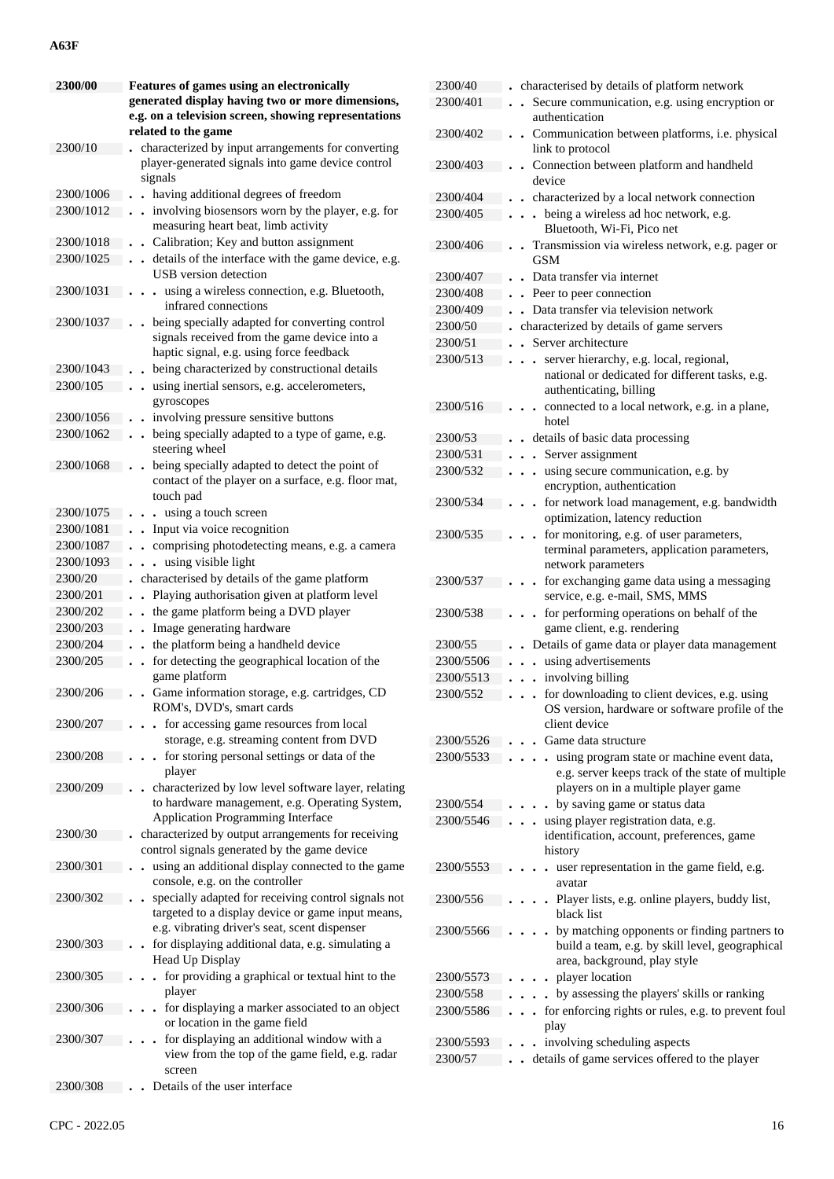| Code | Title |
|---|---|
| **2300/00** | **Features of games using an electronically generated display having two or more dimensions, e.g. on a television screen, showing representations related to the game** |
| 2300/10 | . characterized by input arrangements for converting player-generated signals into game device control signals |
| 2300/1006 | . . having additional degrees of freedom |
| 2300/1012 | . . involving biosensors worn by the player, e.g. for measuring heart beat, limb activity |
| 2300/1018 | . . Calibration; Key and button assignment |
| 2300/1025 | . . details of the interface with the game device, e.g. USB version detection |
| 2300/1031 | . . . using a wireless connection, e.g. Bluetooth, infrared connections |
| 2300/1037 | . . being specially adapted for converting control signals received from the game device into a haptic signal, e.g. using force feedback |
| 2300/1043 | . . being characterized by constructional details |
| 2300/105 | . . using inertial sensors, e.g. accelerometers, gyroscopes |
| 2300/1056 | . . involving pressure sensitive buttons |
| 2300/1062 | . . being specially adapted to a type of game, e.g. steering wheel |
| 2300/1068 | . . being specially adapted to detect the point of contact of the player on a surface, e.g. floor mat, touch pad |
| 2300/1075 | . . . using a touch screen |
| 2300/1081 | . . Input via voice recognition |
| 2300/1087 | . . comprising photodetecting means, e.g. a camera |
| 2300/1093 | . . . using visible light |
| 2300/20 | . characterised by details of the game platform |
| 2300/201 | . . Playing authorisation given at platform level |
| 2300/202 | . . the game platform being a DVD player |
| 2300/203 | . . Image generating hardware |
| 2300/204 | . . the platform being a handheld device |
| 2300/205 | . . for detecting the geographical location of the game platform |
| 2300/206 | . . Game information storage, e.g. cartridges, CD ROM's, DVD's, smart cards |
| 2300/207 | . . . for accessing game resources from local storage, e.g. streaming content from DVD |
| 2300/208 | . . . for storing personal settings or data of the player |
| 2300/209 | . . characterized by low level software layer, relating to hardware management, e.g. Operating System, Application Programming Interface |
| 2300/30 | . characterized by output arrangements for receiving control signals generated by the game device |
| 2300/301 | . . using an additional display connected to the game console, e.g. on the controller |
| 2300/302 | . . specially adapted for receiving control signals not targeted to a display device or game input means, e.g. vibrating driver's seat, scent dispenser |
| 2300/303 | . . for displaying additional data, e.g. simulating a Head Up Display |
| 2300/305 | . . . for providing a graphical or textual hint to the player |
| 2300/306 | . . . for displaying a marker associated to an object or location in the game field |
| 2300/307 | . . . for displaying an additional window with a view from the top of the game field, e.g. radar screen |
| 2300/308 | . . Details of the user interface |
| 2300/40 | . characterised by details of platform network |
| 2300/401 | . . Secure communication, e.g. using encryption or authentication |
| 2300/402 | . . Communication between platforms, i.e. physical link to protocol |
| 2300/403 | . . Connection between platform and handheld device |
| 2300/404 | . . characterized by a local network connection |
| 2300/405 | . . . being a wireless ad hoc network, e.g. Bluetooth, Wi-Fi, Pico net |
| 2300/406 | . . Transmission via wireless network, e.g. pager or GSM |
| 2300/407 | . . Data transfer via internet |
| 2300/408 | . . Peer to peer connection |
| 2300/409 | . . Data transfer via television network |
| 2300/50 | . characterized by details of game servers |
| 2300/51 | . . Server architecture |
| 2300/513 | . . . server hierarchy, e.g. local, regional, national or dedicated for different tasks, e.g. authenticating, billing |
| 2300/516 | . . . connected to a local network, e.g. in a plane, hotel |
| 2300/53 | . . details of basic data processing |
| 2300/531 | . . . Server assignment |
| 2300/532 | . . . using secure communication, e.g. by encryption, authentication |
| 2300/534 | . . . for network load management, e.g. bandwidth optimization, latency reduction |
| 2300/535 | . . . for monitoring, e.g. of user parameters, terminal parameters, application parameters, network parameters |
| 2300/537 | . . . for exchanging game data using a messaging service, e.g. e-mail, SMS, MMS |
| 2300/538 | . . . for performing operations on behalf of the game client, e.g. rendering |
| 2300/55 | . . Details of game data or player data management |
| 2300/5506 | . . . using advertisements |
| 2300/5513 | . . . involving billing |
| 2300/552 | . . . for downloading to client devices, e.g. using OS version, hardware or software profile of the client device |
| 2300/5526 | . . . Game data structure |
| 2300/5533 | . . . . using program state or machine event data, e.g. server keeps track of the state of multiple players on in a multiple player game |
| 2300/554 | . . . . by saving game or status data |
| 2300/5546 | . . . using player registration data, e.g. identification, account, preferences, game history |
| 2300/5553 | . . . . user representation in the game field, e.g. avatar |
| 2300/556 | . . . . Player lists, e.g. online players, buddy list, black list |
| 2300/5566 | . . . . by matching opponents or finding partners to build a team, e.g. by skill level, geographical area, background, play style |
| 2300/5573 | . . . . player location |
| 2300/558 | . . . . by assessing the players' skills or ranking |
| 2300/5586 | . . . for enforcing rights or rules, e.g. to prevent foul play |
| 2300/5593 | . . . involving scheduling aspects |
| 2300/57 | . . details of game services offered to the player |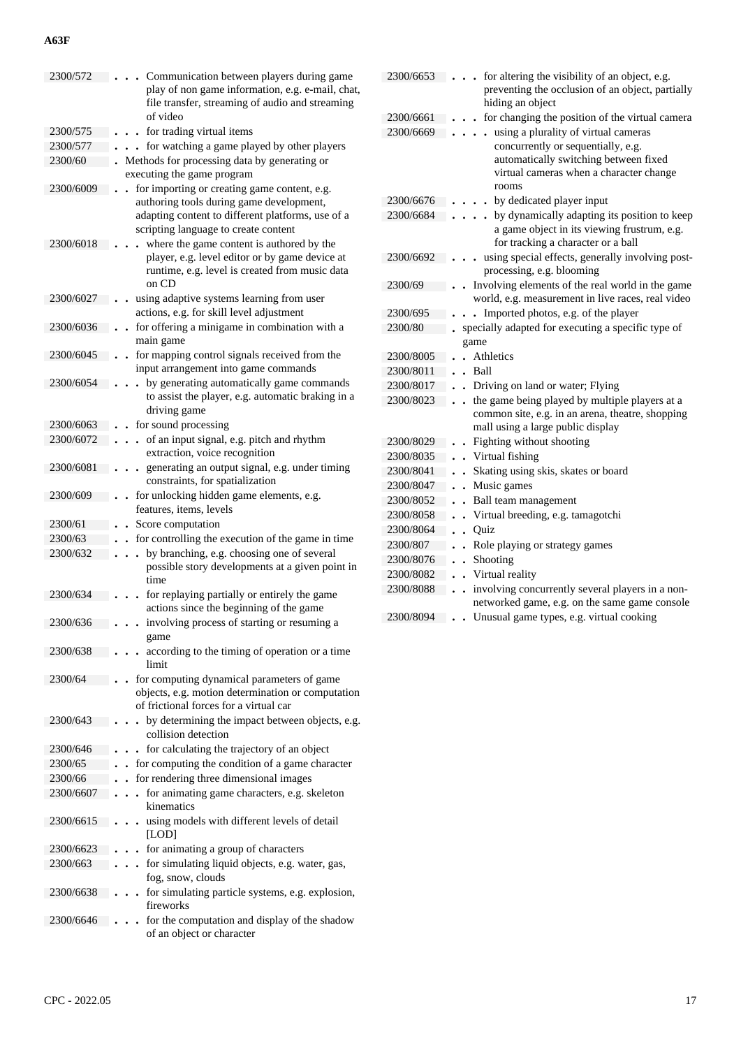| | |
|---|---|
| 2300/572 | . . . Communication between players during game play of non game information, e.g. e-mail, chat, file transfer, streaming of audio and streaming of video |
| 2300/575 | . . . for trading virtual items |
| 2300/577 | . . . for watching a game played by other players |
| 2300/60 | . Methods for processing data by generating or executing the game program |
| 2300/6009 | . . for importing or creating game content, e.g. authoring tools during game development, adapting content to different platforms, use of a scripting language to create content |
| 2300/6018 | . . . where the game content is authored by the player, e.g. level editor or by game device at runtime, e.g. level is created from music data on CD |
| 2300/6027 | . . using adaptive systems learning from user actions, e.g. for skill level adjustment |
| 2300/6036 | . . for offering a minigame in combination with a main game |
| 2300/6045 | . . for mapping control signals received from the input arrangement into game commands |
| 2300/6054 | . . . by generating automatically game commands to assist the player, e.g. automatic braking in a driving game |
| 2300/6063 | . . for sound processing |
| 2300/6072 | . . . of an input signal, e.g. pitch and rhythm extraction, voice recognition |
| 2300/6081 | . . . generating an output signal, e.g. under timing constraints, for spatialization |
| 2300/609 | . . for unlocking hidden game elements, e.g. features, items, levels |
| 2300/61 | . . Score computation |
| 2300/63 | . . for controlling the execution of the game in time |
| 2300/632 | . . . by branching, e.g. choosing one of several possible story developments at a given point in time |
| 2300/634 | . . . for replaying partially or entirely the game actions since the beginning of the game |
| 2300/636 | . . . involving process of starting or resuming a game |
| 2300/638 | . . . according to the timing of operation or a time limit |
| 2300/64 | . . for computing dynamical parameters of game objects, e.g. motion determination or computation of frictional forces for a virtual car |
| 2300/643 | . . . by determining the impact between objects, e.g. collision detection |
| 2300/646 | . . . for calculating the trajectory of an object |
| 2300/65 | . . for computing the condition of a game character |
| 2300/66 | . . for rendering three dimensional images |
| 2300/6607 | . . . for animating game characters, e.g. skeleton kinematics |
| 2300/6615 | . . . using models with different levels of detail [LOD] |
| 2300/6623 | . . . for animating a group of characters |
| 2300/663 | . . . for simulating liquid objects, e.g. water, gas, fog, snow, clouds |
| 2300/6638 | . . . for simulating particle systems, e.g. explosion, fireworks |
| 2300/6646 | . . . for the computation and display of the shadow of an object or character |
| 2300/6653 | . . . for altering the visibility of an object, e.g. preventing the occlusion of an object, partially hiding an object |
| 2300/6661 | . . . for changing the position of the virtual camera |
| 2300/6669 | . . . . using a plurality of virtual cameras concurrently or sequentially, e.g. automatically switching between fixed virtual cameras when a character change rooms |
| 2300/6676 | . . . . by dedicated player input |
| 2300/6684 | . . . . by dynamically adapting its position to keep a game object in its viewing frustrum, e.g. for tracking a character or a ball |
| 2300/6692 | . . . using special effects, generally involving post-processing, e.g. blooming |
| 2300/69 | . . Involving elements of the real world in the game world, e.g. measurement in live races, real video |
| 2300/695 | . . . Imported photos, e.g. of the player |
| 2300/80 | . specially adapted for executing a specific type of game |
| 2300/8005 | . . Athletics |
| 2300/8011 | . . Ball |
| 2300/8017 | . . Driving on land or water; Flying |
| 2300/8023 | . . the game being played by multiple players at a common site, e.g. in an arena, theatre, shopping mall using a large public display |
| 2300/8029 | . . Fighting without shooting |
| 2300/8035 | . . Virtual fishing |
| 2300/8041 | . . Skating using skis, skates or board |
| 2300/8047 | . . Music games |
| 2300/8052 | . . Ball team management |
| 2300/8058 | . . Virtual breeding, e.g. tamagotchi |
| 2300/8064 | . . Quiz |
| 2300/807 | . . Role playing or strategy games |
| 2300/8076 | . . Shooting |
| 2300/8082 | . . Virtual reality |
| 2300/8088 | . . involving concurrently several players in a non-networked game, e.g. on the same game console |
| 2300/8094 | . . Unusual game types, e.g. virtual cooking |